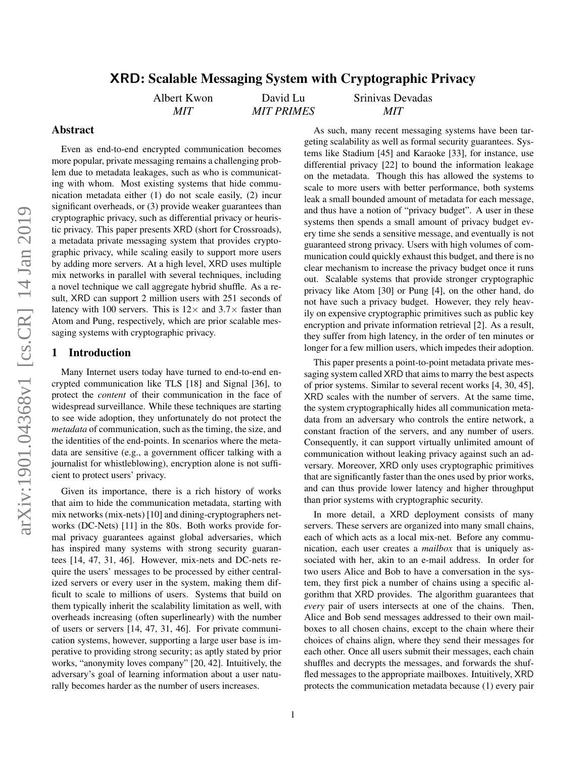# XRD: Scalable Messaging System with Cryptographic Privacy

Albert Kwon, *MIT*
David Lu, *MIT PRIMES*
Srinivas Devadas, *MIT*

## Abstract

Even as end-to-end encrypted communication becomes more popular, private messaging remains a challenging problem due to metadata leakages, such as who is communicating with whom. Most existing systems that hide communication metadata either (1) do not scale easily, (2) incur significant overheads, or (3) provide weaker guarantees than cryptographic privacy, such as differential privacy or heuristic privacy. This paper presents XRD (short for Crossroads), a metadata private messaging system that provides cryptographic privacy, while scaling easily to support more users by adding more servers. At a high level, XRD uses multiple mix networks in parallel with several techniques, including a novel technique we call aggregate hybrid shuffle. As a result, XRD can support 2 million users with 251 seconds of latency with 100 servers. This is 12× and 3.7× faster than Atom and Pung, respectively, which are prior scalable messaging systems with cryptographic privacy.

## 1 Introduction

Many Internet users today have turned to end-to-end encrypted communication like TLS [18] and Signal [36], to protect the *content* of their communication in the face of widespread surveillance. While these techniques are starting to see wide adoption, they unfortunately do not protect the *metadata* of communication, such as the timing, the size, and the identities of the end-points. In scenarios where the metadata are sensitive (e.g., a government officer talking with a journalist for whistleblowing), encryption alone is not sufficient to protect users' privacy.

Given its importance, there is a rich history of works that aim to hide the communication metadata, starting with mix networks (mix-nets) [10] and dining-cryptographers networks (DC-Nets) [11] in the 80s. Both works provide formal privacy guarantees against global adversaries, which has inspired many systems with strong security guarantees [14, 47, 31, 46]. However, mix-nets and DC-nets require the users' messages to be processed by either centralized servers or every user in the system, making them difficult to scale to millions of users. Systems that build on them typically inherit the scalability limitation as well, with overheads increasing (often superlinearly) with the number of users or servers [14, 47, 31, 46]. For private communication systems, however, supporting a large user base is imperative to providing strong security; as aptly stated by prior works, "anonymity loves company" [20, 42]. Intuitively, the adversary's goal of learning information about a user naturally becomes harder as the number of users increases.

As such, many recent messaging systems have been targeting scalability as well as formal security guarantees. Systems like Stadium [45] and Karaoke [33], for instance, use differential privacy [22] to bound the information leakage on the metadata. Though this has allowed the systems to scale to more users with better performance, both systems leak a small bounded amount of metadata for each message, and thus have a notion of "privacy budget". A user in these systems then spends a small amount of privacy budget every time she sends a sensitive message, and eventually is not guaranteed strong privacy. Users with high volumes of communication could quickly exhaust this budget, and there is no clear mechanism to increase the privacy budget once it runs out. Scalable systems that provide stronger cryptographic privacy like Atom [30] or Pung [4], on the other hand, do not have such a privacy budget. However, they rely heavily on expensive cryptographic primitives such as public key encryption and private information retrieval [2]. As a result, they suffer from high latency, in the order of ten minutes or longer for a few million users, which impedes their adoption.

This paper presents a point-to-point metadata private messaging system called XRD that aims to marry the best aspects of prior systems. Similar to several recent works [4, 30, 45], XRD scales with the number of servers. At the same time, the system cryptographically hides all communication metadata from an adversary who controls the entire network, a constant fraction of the servers, and any number of users. Consequently, it can support virtually unlimited amount of communication without leaking privacy against such an adversary. Moreover, XRD only uses cryptographic primitives that are significantly faster than the ones used by prior works, and can thus provide lower latency and higher throughput than prior systems with cryptographic security.

In more detail, a XRD deployment consists of many servers. These servers are organized into many small chains, each of which acts as a local mix-net. Before any communication, each user creates a *mailbox* that is uniquely associated with her, akin to an e-mail address. In order for two users Alice and Bob to have a conversation in the system, they first pick a number of chains using a specific algorithm that XRD provides. The algorithm guarantees that *every* pair of users intersects at one of the chains. Then, Alice and Bob send messages addressed to their own mailboxes to all chosen chains, except to the chain where their choices of chains align, where they send their messages for each other. Once all users submit their messages, each chain shuffles and decrypts the messages, and forwards the shuffled messages to the appropriate mailboxes. Intuitively, XRD protects the communication metadata because (1) every pair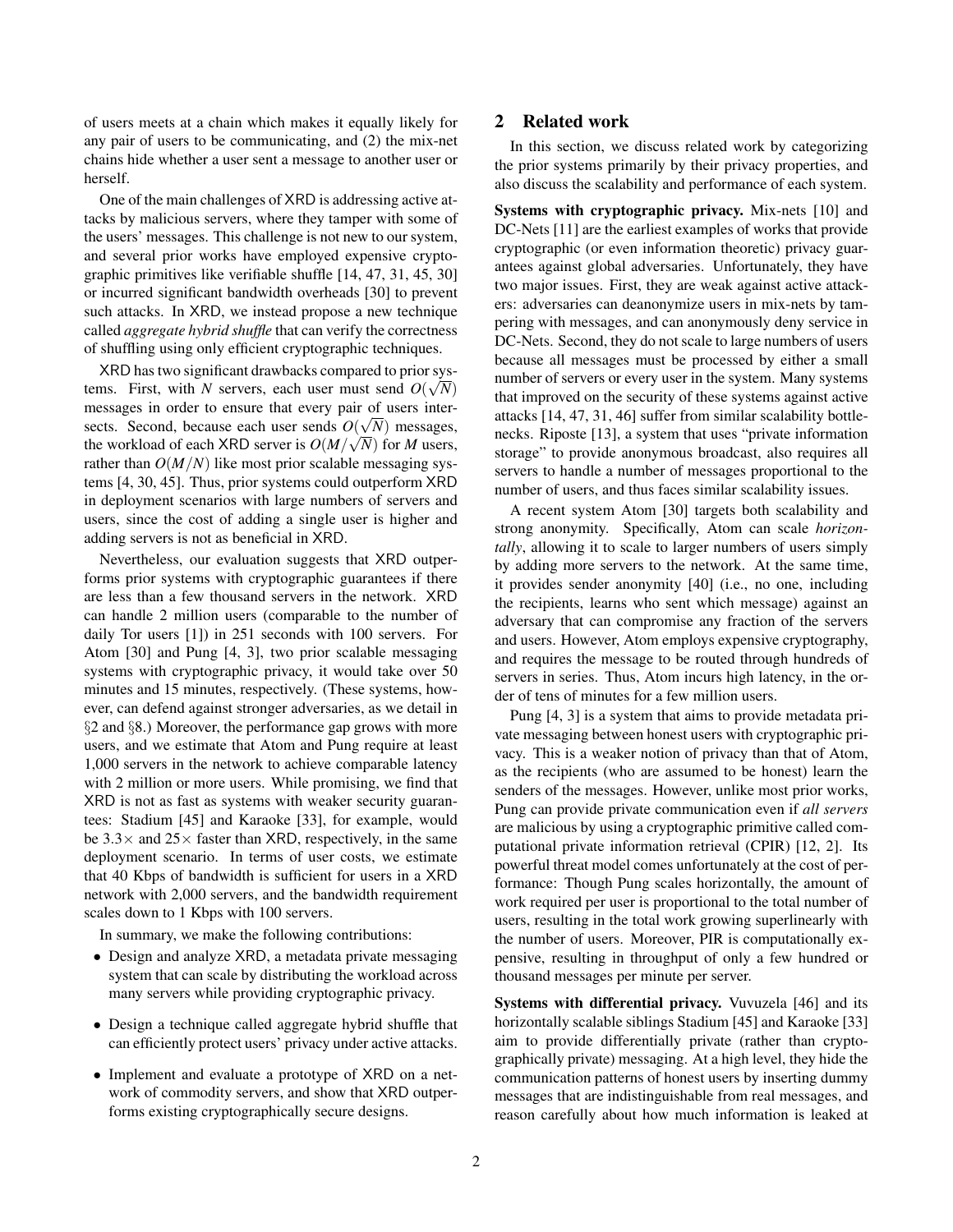of users meets at a chain which makes it equally likely for any pair of users to be communicating, and (2) the mix-net chains hide whether a user sent a message to another user or herself.

One of the main challenges of XRD is addressing active attacks by malicious servers, where they tamper with some of the users' messages. This challenge is not new to our system, and several prior works have employed expensive cryptographic primitives like verifiable shuffle [14, 47, 31, 45, 30] or incurred significant bandwidth overheads [30] to prevent such attacks. In XRD, we instead propose a new technique called *aggregate hybrid shuffle* that can verify the correctness of shuffling using only efficient cryptographic techniques.

XRD has two significant drawbacks compared to prior systems. First, with $N$ servers, each user must send $O(\sqrt{N})$ messages in order to ensure that every pair of users intersects. Second, because each user sends $O(\sqrt{N})$ messages, the workload of each XRD server is $O(M/\sqrt{N})$ for $M$ users, rather than $O(M/N)$ like most prior scalable messaging systems [4, 30, 45]. Thus, prior systems could outperform XRD in deployment scenarios with large numbers of servers and users, since the cost of adding a single user is higher and adding servers is not as beneficial in XRD.

Nevertheless, our evaluation suggests that XRD outperforms prior systems with cryptographic guarantees if there are less than a few thousand servers in the network. XRD can handle 2 million users (comparable to the number of daily Tor users [1]) in 251 seconds with 100 servers. For Atom [30] and Pung [4, 3], two prior scalable messaging systems with cryptographic privacy, it would take over 50 minutes and 15 minutes, respectively. (These systems, however, can defend against stronger adversaries, as we detail in §2 and §8.) Moreover, the performance gap grows with more users, and we estimate that Atom and Pung require at least 1,000 servers in the network to achieve comparable latency with 2 million or more users. While promising, we find that XRD is not as fast as systems with weaker security guarantees: Stadium [45] and Karaoke [33], for example, would be $3.3\times$ and $25\times$ faster than XRD, respectively, in the same deployment scenario. In terms of user costs, we estimate that 40 Kbps of bandwidth is sufficient for users in a XRD network with 2,000 servers, and the bandwidth requirement scales down to 1 Kbps with 100 servers.

In summary, we make the following contributions:

- Design and analyze XRD, a metadata private messaging system that can scale by distributing the workload across many servers while providing cryptographic privacy.
- Design a technique called aggregate hybrid shuffle that can efficiently protect users' privacy under active attacks.
- Implement and evaluate a prototype of XRD on a network of commodity servers, and show that XRD outperforms existing cryptographically secure designs.

## 2 Related work

In this section, we discuss related work by categorizing the prior systems primarily by their privacy properties, and also discuss the scalability and performance of each system.

**Systems with cryptographic privacy.** Mix-nets [10] and DC-Nets [11] are the earliest examples of works that provide cryptographic (or even information theoretic) privacy guarantees against global adversaries. Unfortunately, they have two major issues. First, they are weak against active attackers: adversaries can deanonymize users in mix-nets by tampering with messages, and can anonymously deny service in DC-Nets. Second, they do not scale to large numbers of users because all messages must be processed by either a small number of servers or every user in the system. Many systems that improved on the security of these systems against active attacks [14, 47, 31, 46] suffer from similar scalability bottlenecks. Riposte [13], a system that uses "private information storage" to provide anonymous broadcast, also requires all servers to handle a number of messages proportional to the number of users, and thus faces similar scalability issues.

A recent system Atom [30] targets both scalability and strong anonymity. Specifically, Atom can scale *horizontally*, allowing it to scale to larger numbers of users simply by adding more servers to the network. At the same time, it provides sender anonymity [40] (i.e., no one, including the recipients, learns who sent which message) against an adversary that can compromise any fraction of the servers and users. However, Atom employs expensive cryptography, and requires the message to be routed through hundreds of servers in series. Thus, Atom incurs high latency, in the order of tens of minutes for a few million users.

Pung [4, 3] is a system that aims to provide metadata private messaging between honest users with cryptographic privacy. This is a weaker notion of privacy than that of Atom, as the recipients (who are assumed to be honest) learn the senders of the messages. However, unlike most prior works, Pung can provide private communication even if *all servers* are malicious by using a cryptographic primitive called computational private information retrieval (CPIR) [12, 2]. Its powerful threat model comes unfortunately at the cost of performance: Though Pung scales horizontally, the amount of work required per user is proportional to the total number of users, resulting in the total work growing superlinearly with the number of users. Moreover, PIR is computationally expensive, resulting in throughput of only a few hundred or thousand messages per minute per server.

**Systems with differential privacy.** Vuvuzela [46] and its horizontally scalable siblings Stadium [45] and Karaoke [33] aim to provide differentially private (rather than cryptographically private) messaging. At a high level, they hide the communication patterns of honest users by inserting dummy messages that are indistinguishable from real messages, and reason carefully about how much information is leaked at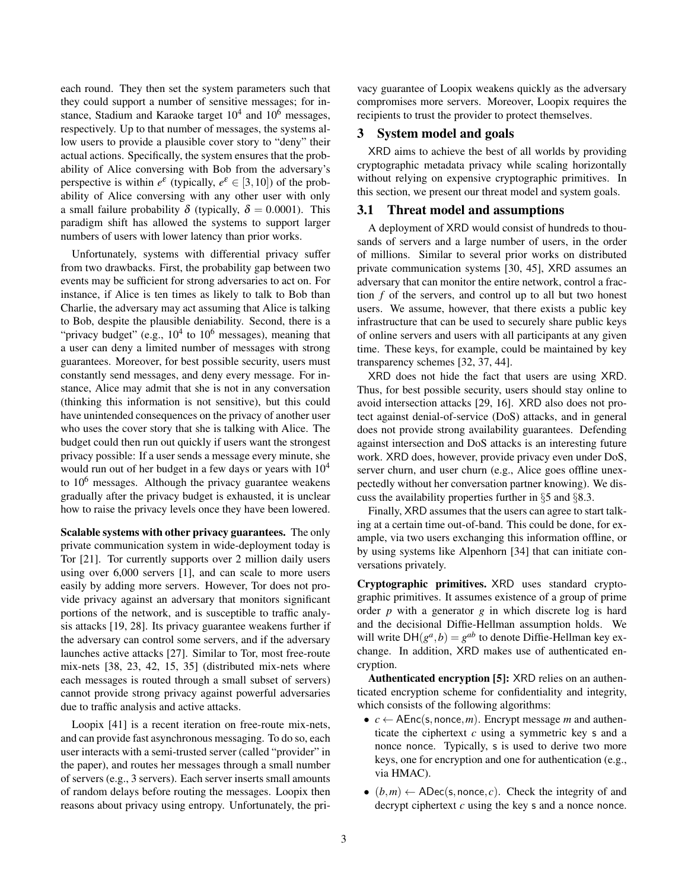each round. They then set the system parameters such that they could support a number of sensitive messages; for instance, Stadium and Karaoke target $10^4$ and $10^6$ messages, respectively. Up to that number of messages, the systems allow users to provide a plausible cover story to "deny" their actual actions. Specifically, the system ensures that the probability of Alice conversing with Bob from the adversary's perspective is within $e^{\varepsilon}$ (typically, $e^{\varepsilon} \in [3,10]$) of the probability of Alice conversing with any other user with only a small failure probability $\delta$ (typically, $\delta = 0.0001$). This paradigm shift has allowed the systems to support larger numbers of users with lower latency than prior works.

Unfortunately, systems with differential privacy suffer from two drawbacks. First, the probability gap between two events may be sufficient for strong adversaries to act on. For instance, if Alice is ten times as likely to talk to Bob than Charlie, the adversary may act assuming that Alice is talking to Bob, despite the plausible deniability. Second, there is a "privacy budget" (e.g., $10^4$ to $10^6$ messages), meaning that a user can deny a limited number of messages with strong guarantees. Moreover, for best possible security, users must constantly send messages, and deny every message. For instance, Alice may admit that she is not in any conversation (thinking this information is not sensitive), but this could have unintended consequences on the privacy of another user who uses the cover story that she is talking with Alice. The budget could then run out quickly if users want the strongest privacy possible: If a user sends a message every minute, she would run out of her budget in a few days or years with $10^4$ to $10^6$ messages. Although the privacy guarantee weakens gradually after the privacy budget is exhausted, it is unclear how to raise the privacy levels once they have been lowered.

**Scalable systems with other privacy guarantees.** The only private communication system in wide-deployment today is Tor [21]. Tor currently supports over 2 million daily users using over 6,000 servers [1], and can scale to more users easily by adding more servers. However, Tor does not provide privacy against an adversary that monitors significant portions of the network, and is susceptible to traffic analysis attacks [19, 28]. Its privacy guarantee weakens further if the adversary can control some servers, and if the adversary launches active attacks [27]. Similar to Tor, most free-route mix-nets [38, 23, 42, 15, 35] (distributed mix-nets where each messages is routed through a small subset of servers) cannot provide strong privacy against powerful adversaries due to traffic analysis and active attacks.

Loopix [41] is a recent iteration on free-route mix-nets, and can provide fast asynchronous messaging. To do so, each user interacts with a semi-trusted server (called "provider" in the paper), and routes her messages through a small number of servers (e.g., 3 servers). Each server inserts small amounts of random delays before routing the messages. Loopix then reasons about privacy using entropy. Unfortunately, the privacy guarantee of Loopix weakens quickly as the adversary compromises more servers. Moreover, Loopix requires the recipients to trust the provider to protect themselves.

## 3 System model and goals

XRD aims to achieve the best of all worlds by providing cryptographic metadata privacy while scaling horizontally without relying on expensive cryptographic primitives. In this section, we present our threat model and system goals.

### 3.1 Threat model and assumptions

A deployment of XRD would consist of hundreds to thousands of servers and a large number of users, in the order of millions. Similar to several prior works on distributed private communication systems [30, 45], XRD assumes an adversary that can monitor the entire network, control a fraction $f$ of the servers, and control up to all but two honest users. We assume, however, that there exists a public key infrastructure that can be used to securely share public keys of online servers and users with all participants at any given time. These keys, for example, could be maintained by key transparency schemes [32, 37, 44].

XRD does not hide the fact that users are using XRD. Thus, for best possible security, users should stay online to avoid intersection attacks [29, 16]. XRD also does not protect against denial-of-service (DoS) attacks, and in general does not provide strong availability guarantees. Defending against intersection and DoS attacks is an interesting future work. XRD does, however, provide privacy even under DoS, server churn, and user churn (e.g., Alice goes offline unexpectedly without her conversation partner knowing). We discuss the availability properties further in §5 and §8.3.

Finally, XRD assumes that the users can agree to start talking at a certain time out-of-band. This could be done, for example, via two users exchanging this information offline, or by using systems like Alpenhorn [34] that can initiate conversations privately.

**Cryptographic primitives.** XRD uses standard cryptographic primitives. It assumes existence of a group of prime order $p$ with a generator $g$ in which discrete log is hard and the decisional Diffie-Hellman assumption holds. We will write $\mathsf{DH}(g^a, b) = g^{ab}$ to denote Diffie-Hellman key exchange. In addition, XRD makes use of authenticated encryption.

**Authenticated encryption [5]:** XRD relies on an authenticated encryption scheme for confidentiality and integrity, which consists of the following algorithms:

- $c \leftarrow \mathsf{AEnc}(\mathsf{s}, \mathsf{nonce}, m)$. Encrypt message $m$ and authenticate the ciphertext $c$ using a symmetric key $\mathsf{s}$ and a nonce $\mathsf{nonce}$. Typically, $\mathsf{s}$ is used to derive two more keys, one for encryption and one for authentication (e.g., via HMAC).
- $(b, m) \leftarrow \mathsf{ADec}(\mathsf{s}, \mathsf{nonce}, c)$. Check the integrity of and decrypt ciphertext $c$ using the key $\mathsf{s}$ and a nonce $\mathsf{nonce}$.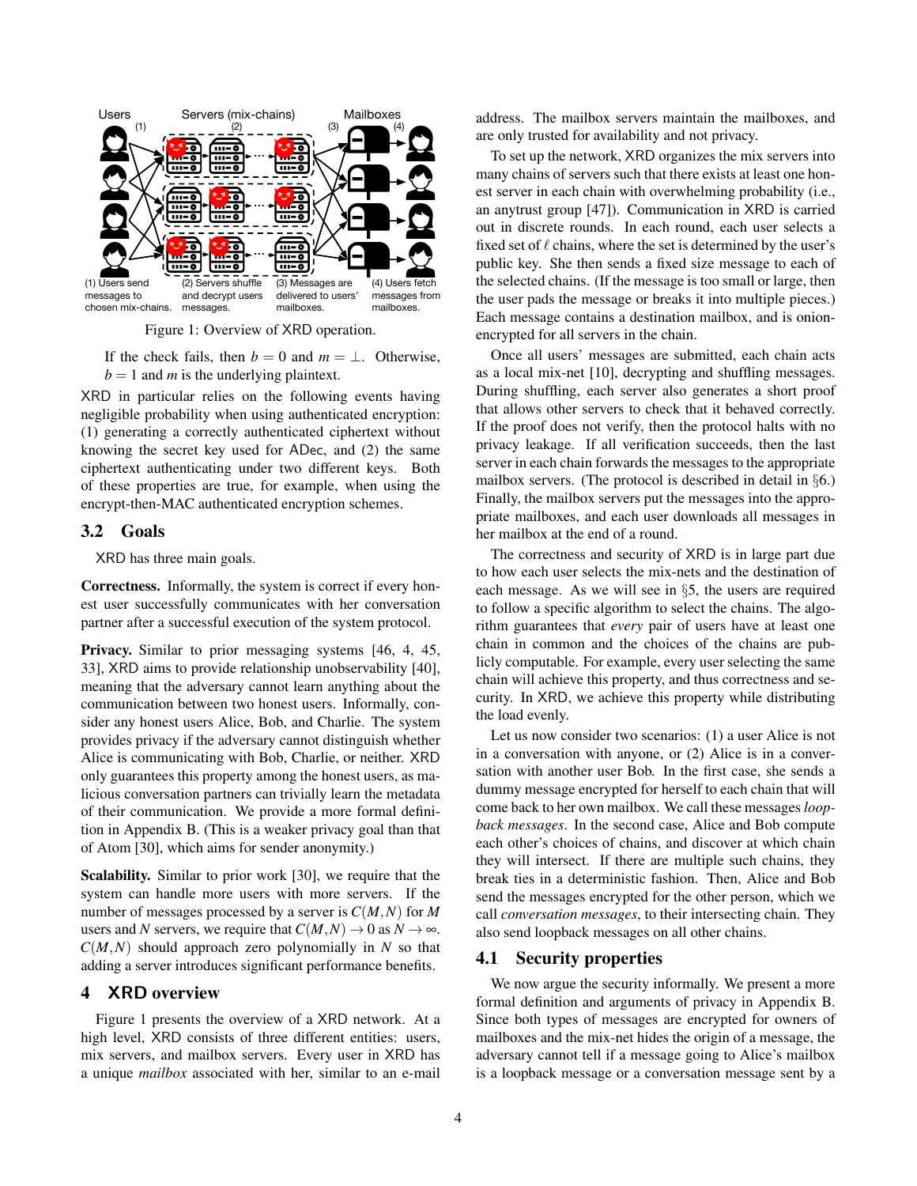Users Servers (mix-chains) Mailboxes

(1) Users send messages to chosen mix-chains. (2) Servers shuffle and decrypt users messages. (3) Messages are delivered to users' mailboxes. (4) Users fetch messages from mailboxes.

Figure 1: Overview of XRD operation.

If the check fails, then $b = 0$ and $m = \perp$. Otherwise, $b = 1$ and $m$ is the underlying plaintext.

XRD in particular relies on the following events having negligible probability when using authenticated encryption: (1) generating a correctly authenticated ciphertext without knowing the secret key used for ADec, and (2) the same ciphertext authenticating under two different keys. Both of these properties are true, for example, when using the encrypt-then-MAC authenticated encryption schemes.

### 3.2 Goals

XRD has three main goals.

**Correctness.** Informally, the system is correct if every honest user successfully communicates with her conversation partner after a successful execution of the system protocol.

**Privacy.** Similar to prior messaging systems [46, 4, 45, 33], XRD aims to provide relationship unobservability [40], meaning that the adversary cannot learn anything about the communication between two honest users. Informally, consider any honest users Alice, Bob, and Charlie. The system provides privacy if the adversary cannot distinguish whether Alice is communicating with Bob, Charlie, or neither. XRD only guarantees this property among the honest users, as malicious conversation partners can trivially learn the metadata of their communication. We provide a more formal definition in Appendix B. (This is a weaker privacy goal than that of Atom [30], which aims for sender anonymity.)

**Scalability.** Similar to prior work [30], we require that the system can handle more users with more servers. If the number of messages processed by a server is $C(M,N)$ for $M$ users and $N$ servers, we require that $C(M,N) \to 0$ as $N \to \infty$. $C(M,N)$ should approach zero polynomially in $N$ so that adding a server introduces significant performance benefits.

## 4 XRD overview

Figure 1 presents the overview of a XRD network. At a high level, XRD consists of three different entities: users, mix servers, and mailbox servers. Every user in XRD has a unique *mailbox* associated with her, similar to an e-mail address. The mailbox servers maintain the mailboxes, and are only trusted for availability and not privacy.

To set up the network, XRD organizes the mix servers into many chains of servers such that there exists at least one honest server in each chain with overwhelming probability (i.e., an anytrust group [47]). Communication in XRD is carried out in discrete rounds. In each round, each user selects a fixed set of $\ell$ chains, where the set is determined by the user's public key. She then sends a fixed size message to each of the selected chains. (If the message is too small or large, then the user pads the message or breaks it into multiple pieces.) Each message contains a destination mailbox, and is onion-encrypted for all servers in the chain.

Once all users' messages are submitted, each chain acts as a local mix-net [10], decrypting and shuffling messages. During shuffling, each server also generates a short proof that allows other servers to check that it behaved correctly. If the proof does not verify, then the protocol halts with no privacy leakage. If all verification succeeds, then the last server in each chain forwards the messages to the appropriate mailbox servers. (The protocol is described in detail in §6.) Finally, the mailbox servers put the messages into the appropriate mailboxes, and each user downloads all messages in her mailbox at the end of a round.

The correctness and security of XRD is in large part due to how each user selects the mix-nets and the destination of each message. As we will see in §5, the users are required to follow a specific algorithm to select the chains. The algorithm guarantees that *every* pair of users have at least one chain in common and the choices of the chains are publicly computable. For example, every user selecting the same chain will achieve this property, and thus correctness and security. In XRD, we achieve this property while distributing the load evenly.

Let us now consider two scenarios: (1) a user Alice is not in a conversation with anyone, or (2) Alice is in a conversation with another user Bob. In the first case, she sends a dummy message encrypted for herself to each chain that will come back to her own mailbox. We call these messages *loopback messages*. In the second case, Alice and Bob compute each other's choices of chains, and discover at which chain they will intersect. If there are multiple such chains, they break ties in a deterministic fashion. Then, Alice and Bob send the messages encrypted for the other person, which we call *conversation messages*, to their intersecting chain. They also send loopback messages on all other chains.

### 4.1 Security properties

We now argue the security informally. We present a more formal definition and arguments of privacy in Appendix B. Since both types of messages are encrypted for owners of mailboxes and the mix-net hides the origin of a message, the adversary cannot tell if a message going to Alice's mailbox is a loopback message or a conversation message sent by a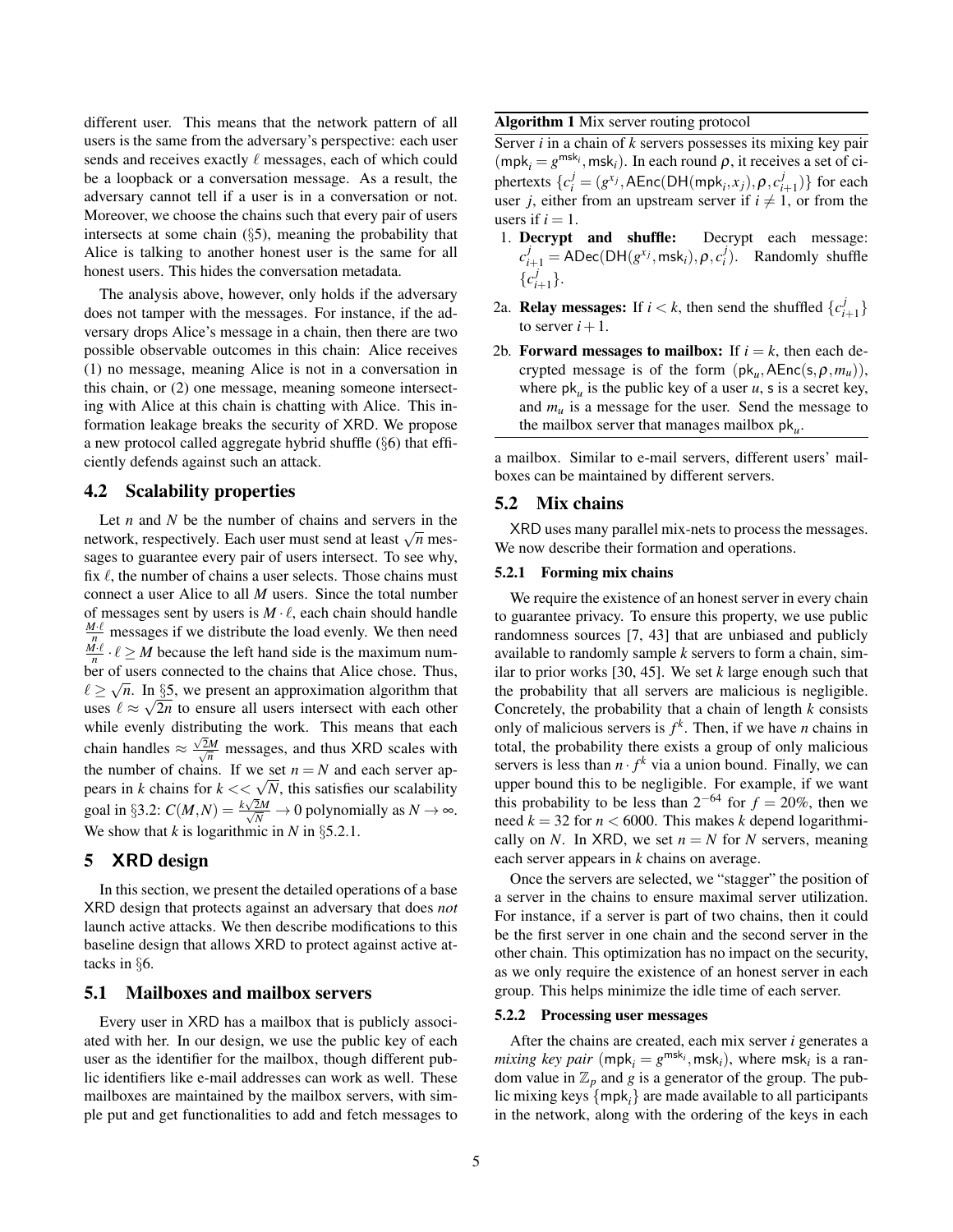different user. This means that the network pattern of all users is the same from the adversary's perspective: each user sends and receives exactly $\ell$ messages, each of which could be a loopback or a conversation message. As a result, the adversary cannot tell if a user is in a conversation or not. Moreover, we choose the chains such that every pair of users intersects at some chain (§5), meaning the probability that Alice is talking to another honest user is the same for all honest users. This hides the conversation metadata.

The analysis above, however, only holds if the adversary does not tamper with the messages. For instance, if the adversary drops Alice's message in a chain, then there are two possible observable outcomes in this chain: Alice receives (1) no message, meaning Alice is not in a conversation in this chain, or (2) one message, meaning someone intersecting with Alice at this chain is chatting with Alice. This information leakage breaks the security of XRD. We propose a new protocol called aggregate hybrid shuffle (§6) that efficiently defends against such an attack.

## 4.2 Scalability properties

Let $n$ and $N$ be the number of chains and servers in the network, respectively. Each user must send at least $\sqrt{n}$ messages to guarantee every pair of users intersect. To see why, fix $\ell$, the number of chains a user selects. Those chains must connect a user Alice to all $M$ users. Since the total number of messages sent by users is $M \cdot \ell$, each chain should handle $\frac{M \cdot \ell}{n}$ messages if we distribute the load evenly. We then need $\frac{M \cdot \ell}{n} \cdot \ell \geq M$ because the left hand side is the maximum number of users connected to the chains that Alice chose. Thus, $\ell \geq \sqrt{n}$. In §5, we present an approximation algorithm that uses $\ell \approx \sqrt{2n}$ to ensure all users intersect with each other while evenly distributing the work. This means that each chain handles $\approx \frac{\sqrt{2}M}{\sqrt{n}}$ messages, and thus XRD scales with the number of chains. If we set $n = N$ and each server appears in $k$ chains for $k << \sqrt{N}$, this satisfies our scalability goal in §3.2: $C(M,N) = \frac{k\sqrt{2}M}{\sqrt{N}} \to 0$ polynomially as $N \to \infty$. We show that $k$ is logarithmic in $N$ in §5.2.1.

# 5 XRD design

In this section, we present the detailed operations of a base XRD design that protects against an adversary that does *not* launch active attacks. We then describe modifications to this baseline design that allows XRD to protect against active attacks in §6.

## 5.1 Mailboxes and mailbox servers

Every user in XRD has a mailbox that is publicly associated with her. In our design, we use the public key of each user as the identifier for the mailbox, though different public identifiers like e-mail addresses can work as well. These mailboxes are maintained by the mailbox servers, with simple put and get functionalities to add and fetch messages to a mailbox. Similar to e-mail servers, different users' mailboxes can be maintained by different servers.

---

**Algorithm 1** Mix server routing protocol

Server $i$ in a chain of $k$ servers possesses its mixing key pair $(\mathsf{mpk}_i = g^{\mathsf{msk}_i}, \mathsf{msk}_i)$. In each round $\rho$, it receives a set of ciphertexts $\{c_i^j = (g^{x_j}, \mathsf{AEnc}(\mathsf{DH}(\mathsf{mpk}_i, x_j), \rho, c_{i+1}^j)\}$ for each user $j$, either from an upstream server if $i \neq 1$, or from the users if $i = 1$.

1. **Decrypt and shuffle:** Decrypt each message: $c_{i+1}^j = \mathsf{ADec}(\mathsf{DH}(g^{x_j}, \mathsf{msk}_i), \rho, c_i^j)$. Randomly shuffle $\{c_{i+1}^j\}$.

2a. **Relay messages:** If $i < k$, then send the shuffled $\{c_{i+1}^j\}$ to server $i+1$.

2b. **Forward messages to mailbox:** If $i = k$, then each decrypted message is of the form $(\mathsf{pk}_u, \mathsf{AEnc}(\mathsf{s}, \rho, m_u))$, where $\mathsf{pk}_u$ is the public key of a user $u$, $\mathsf{s}$ is a secret key, and $m_u$ is a message for the user. Send the message to the mailbox server that manages mailbox $\mathsf{pk}_u$.

---

## 5.2 Mix chains

XRD uses many parallel mix-nets to process the messages. We now describe their formation and operations.

### 5.2.1 Forming mix chains

We require the existence of an honest server in every chain to guarantee privacy. To ensure this property, we use public randomness sources [7, 43] that are unbiased and publicly available to randomly sample $k$ servers to form a chain, similar to prior works [30, 45]. We set $k$ large enough such that the probability that all servers are malicious is negligible. Concretely, the probability that a chain of length $k$ consists only of malicious servers is $f^k$. Then, if we have $n$ chains in total, the probability there exists a group of only malicious servers is less than $n \cdot f^k$ via a union bound. Finally, we can upper bound this to be negligible. For example, if we want this probability to be less than $2^{-64}$ for $f = 20\%$, then we need $k = 32$ for $n < 6000$. This makes $k$ depend logarithmically on $N$. In XRD, we set $n = N$ for $N$ servers, meaning each server appears in $k$ chains on average.

Once the servers are selected, we "stagger" the position of a server in the chains to ensure maximal server utilization. For instance, if a server is part of two chains, then it could be the first server in one chain and the second server in the other chain. This optimization has no impact on the security, as we only require the existence of an honest server in each group. This helps minimize the idle time of each server.

### 5.2.2 Processing user messages

After the chains are created, each mix server $i$ generates a *mixing key pair* $(\mathsf{mpk}_i = g^{\mathsf{msk}_i}, \mathsf{msk}_i)$, where $\mathsf{msk}_i$ is a random value in $\mathbb{Z}_p$ and $g$ is a generator of the group. The public mixing keys $\{\mathsf{mpk}_i\}$ are made available to all participants in the network, along with the ordering of the keys in each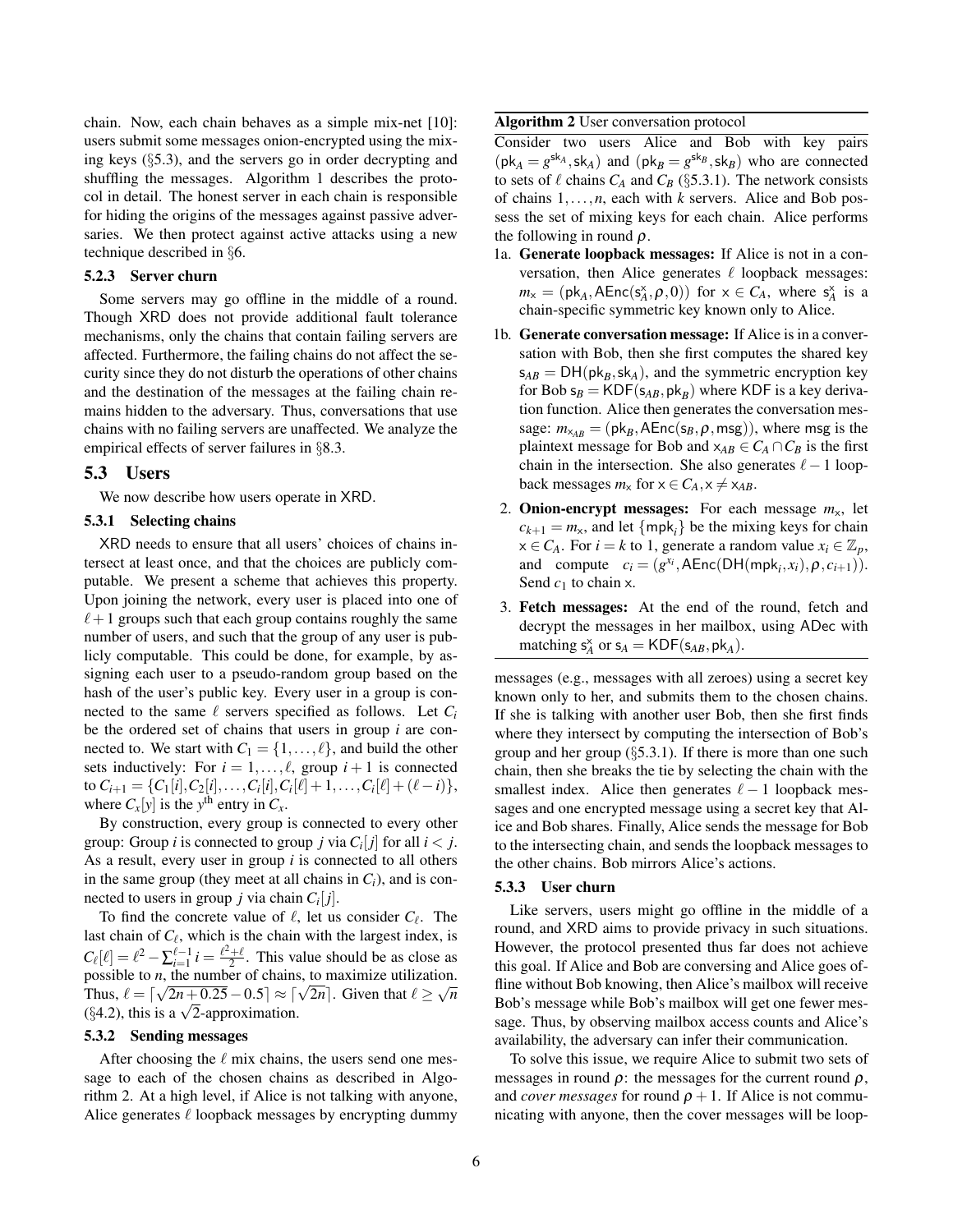chain. Now, each chain behaves as a simple mix-net [10]: users submit some messages onion-encrypted using the mixing keys (§5.3), and the servers go in order decrypting and shuffling the messages. Algorithm 1 describes the protocol in detail. The honest server in each chain is responsible for hiding the origins of the messages against passive adversaries. We then protect against active attacks using a new technique described in §6.

#### 5.2.3 Server churn

Some servers may go offline in the middle of a round. Though XRD does not provide additional fault tolerance mechanisms, only the chains that contain failing servers are affected. Furthermore, the failing chains do not affect the security since they do not disturb the operations of other chains and the destination of the messages at the failing chain remains hidden to the adversary. Thus, conversations that use chains with no failing servers are unaffected. We analyze the empirical effects of server failures in §8.3.

### 5.3 Users

We now describe how users operate in XRD.

#### 5.3.1 Selecting chains

XRD needs to ensure that all users' choices of chains intersect at least once, and that the choices are publicly computable. We present a scheme that achieves this property. Upon joining the network, every user is placed into one of $\ell+1$ groups such that each group contains roughly the same number of users, and such that the group of any user is publicly computable. This could be done, for example, by assigning each user to a pseudo-random group based on the hash of the user's public key. Every user in a group is connected to the same $\ell$ servers specified as follows. Let $C_i$ be the ordered set of chains that users in group $i$ are connected to. We start with $C_1 = \{1, \ldots, \ell\}$, and build the other sets inductively: For $i = 1, \ldots, \ell$, group $i+1$ is connected to $C_{i+1} = \{C_1[i], C_2[i], \ldots, C_i[i], C_i[\ell]+1, \ldots, C_i[\ell]+(\ell-i)\}$, where $C_x[y]$ is the $y^{\text{th}}$ entry in $C_x$.

By construction, every group is connected to every other group: Group $i$ is connected to group $j$ via $C_i[j]$ for all $i < j$. As a result, every user in group $i$ is connected to all others in the same group (they meet at all chains in $C_i$), and is connected to users in group $j$ via chain $C_i[j]$.

To find the concrete value of $\ell$, let us consider $C_\ell$. The last chain of $C_\ell$, which is the chain with the largest index, is $C_\ell[\ell] = \ell^2 - \sum_{i=1}^{\ell-1} i = \frac{\ell^2+\ell}{2}$. This value should be as close as possible to $n$, the number of chains, to maximize utilization. Thus, $\ell = \lceil \sqrt{2n+0.25} - 0.5 \rceil \approx \lceil \sqrt{2n} \rceil$. Given that $\ell \geq \sqrt{n}$ (§4.2), this is a $\sqrt{2}$-approximation.

#### 5.3.2 Sending messages

After choosing the $\ell$ mix chains, the users send one message to each of the chosen chains as described in Algorithm 2. At a high level, if Alice is not talking with anyone, Alice generates $\ell$ loopback messages by encrypting dummy messages (e.g., messages with all zeroes) using a secret key known only to her, and submits them to the chosen chains. If she is talking with another user Bob, then she first finds where they intersect by computing the intersection of Bob's group and her group (§5.3.1). If there is more than one such chain, then she breaks the tie by selecting the chain with the smallest index. Alice then generates $\ell-1$ loopback messages and one encrypted message using a secret key that Alice and Bob shares. Finally, Alice sends the message for Bob to the intersecting chain, and sends the loopback messages to the other chains. Bob mirrors Alice's actions.

---

**Algorithm 2** User conversation protocol

Consider two users Alice and Bob with key pairs $(\mathsf{pk}_A = g^{\mathsf{sk}_A}, \mathsf{sk}_A)$ and $(\mathsf{pk}_B = g^{\mathsf{sk}_B}, \mathsf{sk}_B)$ who are connected to sets of $\ell$ chains $C_A$ and $C_B$ (§5.3.1). The network consists of chains $1, \ldots, n$, each with $k$ servers. Alice and Bob possess the set of mixing keys for each chain. Alice performs the following in round $\rho$.

1a. **Generate loopback messages:** If Alice is not in a conversation, then Alice generates $\ell$ loopback messages: $m_\mathsf{x} = (\mathsf{pk}_A, \mathsf{AEnc}(\mathsf{s}_A^\mathsf{x}, \rho, 0))$ for $\mathsf{x} \in C_A$, where $\mathsf{s}_A^\mathsf{x}$ is a chain-specific symmetric key known only to Alice.

1b. **Generate conversation message:** If Alice is in a conversation with Bob, then she first computes the shared key $\mathsf{s}_{AB} = \mathsf{DH}(\mathsf{pk}_B, \mathsf{sk}_A)$, and the symmetric encryption key for Bob $\mathsf{s}_B = \mathsf{KDF}(\mathsf{s}_{AB}, \mathsf{pk}_B)$ where KDF is a key derivation function. Alice then generates the conversation message: $m_{\mathsf{x}_{AB}} = (\mathsf{pk}_B, \mathsf{AEnc}(\mathsf{s}_B, \rho, \mathsf{msg}))$, where msg is the plaintext message for Bob and $\mathsf{x}_{AB} \in C_A \cap C_B$ is the first chain in the intersection. She also generates $\ell-1$ loopback messages $m_\mathsf{x}$ for $\mathsf{x} \in C_A, \mathsf{x} \neq \mathsf{x}_{AB}$.

2. **Onion-encrypt messages:** For each message $m_\mathsf{x}$, let $c_{k+1} = m_\mathsf{x}$, and let $\{\mathsf{mpk}_i\}$ be the mixing keys for chain $\mathsf{x} \in C_A$. For $i = k$ to 1, generate a random value $x_i \in \mathbb{Z}_p$, and compute $c_i = (g^{x_i}, \mathsf{AEnc}(\mathsf{DH}(\mathsf{mpk}_i, x_i), \rho, c_{i+1}))$. Send $c_1$ to chain $\mathsf{x}$.

3. **Fetch messages:** At the end of the round, fetch and decrypt the messages in her mailbox, using ADec with matching $\mathsf{s}_A^\mathsf{x}$ or $\mathsf{s}_A = \mathsf{KDF}(\mathsf{s}_{AB}, \mathsf{pk}_A)$.

---

#### 5.3.3 User churn

Like servers, users might go offline in the middle of a round, and XRD aims to provide privacy in such situations. However, the protocol presented thus far does not achieve this goal. If Alice and Bob are conversing and Alice goes offline without Bob knowing, then Alice's mailbox will receive Bob's message while Bob's mailbox will get one fewer message. Thus, by observing mailbox access counts and Alice's availability, the adversary can infer their communication.

To solve this issue, we require Alice to submit two sets of messages in round $\rho$: the messages for the current round $\rho$, and *cover messages* for round $\rho+1$. If Alice is not communicating with anyone, then the cover messages will be loop-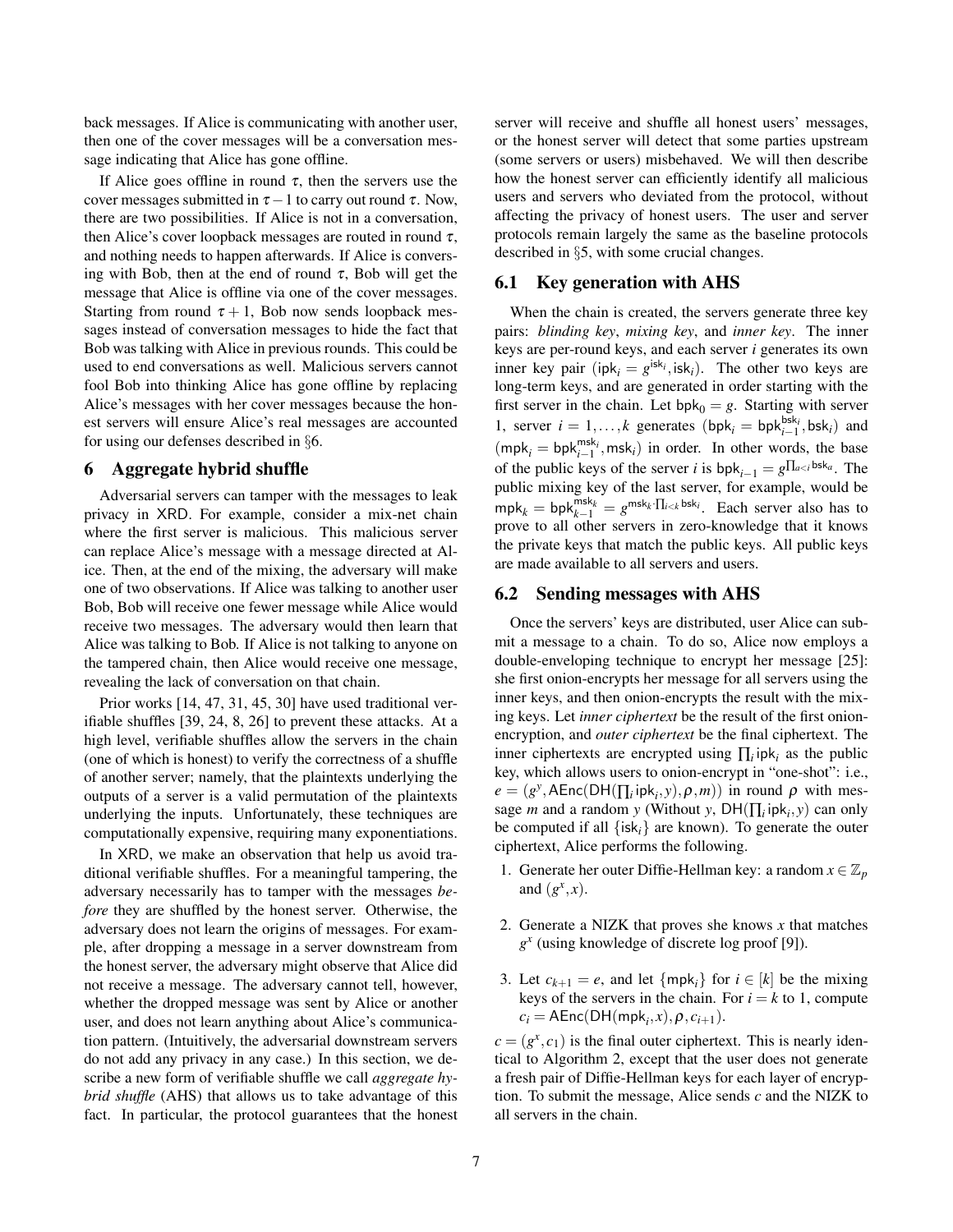back messages. If Alice is communicating with another user, then one of the cover messages will be a conversation message indicating that Alice has gone offline.

If Alice goes offline in round $\tau$, then the servers use the cover messages submitted in $\tau-1$ to carry out round $\tau$. Now, there are two possibilities. If Alice is not in a conversation, then Alice's cover loopback messages are routed in round $\tau$, and nothing needs to happen afterwards. If Alice is conversing with Bob, then at the end of round $\tau$, Bob will get the message that Alice is offline via one of the cover messages. Starting from round $\tau+1$, Bob now sends loopback messages instead of conversation messages to hide the fact that Bob was talking with Alice in previous rounds. This could be used to end conversations as well. Malicious servers cannot fool Bob into thinking Alice has gone offline by replacing Alice's messages with her cover messages because the honest servers will ensure Alice's real messages are accounted for using our defenses described in §6.

## 6 Aggregate hybrid shuffle

Adversarial servers can tamper with the messages to leak privacy in XRD. For example, consider a mix-net chain where the first server is malicious. This malicious server can replace Alice's message with a message directed at Alice. Then, at the end of the mixing, the adversary will make one of two observations. If Alice was talking to another user Bob, Bob will receive one fewer message while Alice would receive two messages. The adversary would then learn that Alice was talking to Bob. If Alice is not talking to anyone on the tampered chain, then Alice would receive one message, revealing the lack of conversation on that chain.

Prior works [14, 47, 31, 45, 30] have used traditional verifiable shuffles [39, 24, 8, 26] to prevent these attacks. At a high level, verifiable shuffles allow the servers in the chain (one of which is honest) to verify the correctness of a shuffle of another server; namely, that the plaintexts underlying the outputs of a server is a valid permutation of the plaintexts underlying the inputs. Unfortunately, these techniques are computationally expensive, requiring many exponentiations.

In XRD, we make an observation that help us avoid traditional verifiable shuffles. For a meaningful tampering, the adversary necessarily has to tamper with the messages *before* they are shuffled by the honest server. Otherwise, the adversary does not learn the origins of messages. For example, after dropping a message in a server downstream from the honest server, the adversary might observe that Alice did not receive a message. The adversary cannot tell, however, whether the dropped message was sent by Alice or another user, and does not learn anything about Alice's communication pattern. (Intuitively, the adversarial downstream servers do not add any privacy in any case.) In this section, we describe a new form of verifiable shuffle we call *aggregate hybrid shuffle* (AHS) that allows us to take advantage of this fact. In particular, the protocol guarantees that the honest server will receive and shuffle all honest users' messages, or the honest server will detect that some parties upstream (some servers or users) misbehaved. We will then describe how the honest server can efficiently identify all malicious users and servers who deviated from the protocol, without affecting the privacy of honest users. The user and server protocols remain largely the same as the baseline protocols described in §5, with some crucial changes.

### 6.1 Key generation with AHS

When the chain is created, the servers generate three key pairs: *blinding key*, *mixing key*, and *inner key*. The inner keys are per-round keys, and each server $i$ generates its own inner key pair $(\mathsf{ipk}_i = g^{\mathsf{isk}_i}, \mathsf{isk}_i)$. The other two keys are long-term keys, and are generated in order starting with the first server in the chain. Let $\mathsf{bpk}_0 = g$. Starting with server 1, server $i = 1,\ldots,k$ generates $(\mathsf{bpk}_i = \mathsf{bpk}_{i-1}^{\mathsf{bsk}_i}, \mathsf{bsk}_i)$ and $(\mathsf{mpk}_i = \mathsf{bpk}_{i-1}^{\mathsf{msk}_i}, \mathsf{msk}_i)$ in order. In other words, the base of the public keys of the server $i$ is $\mathsf{bpk}_{i-1} = g^{\prod_{a<i}\mathsf{bsk}_a}$. The public mixing key of the last server, for example, would be $\mathsf{mpk}_k = \mathsf{bpk}_{k-1}^{\mathsf{msk}_k} = g^{\mathsf{msk}_k \cdot \prod_{i<k}\mathsf{bsk}_i}$. Each server also has to prove to all other servers in zero-knowledge that it knows the private keys that match the public keys. All public keys are made available to all servers and users.

### 6.2 Sending messages with AHS

Once the servers' keys are distributed, user Alice can submit a message to a chain. To do so, Alice now employs a double-enveloping technique to encrypt her message [25]: she first onion-encrypts her message for all servers using the inner keys, and then onion-encrypts the result with the mixing keys. Let *inner ciphertext* be the result of the first onion-encryption, and *outer ciphertext* be the final ciphertext. The inner ciphertexts are encrypted using $\prod_i \mathsf{ipk}_i$ as the public key, which allows users to onion-encrypt in "one-shot": i.e., $e = (g^y, \mathsf{AEnc}(\mathsf{DH}(\prod_i \mathsf{ipk}_i, y), \rho, m))$ in round $\rho$ with message $m$ and a random $y$ (Without $y$, $\mathsf{DH}(\prod_i \mathsf{ipk}_i, y)$ can only be computed if all $\{\mathsf{isk}_i\}$ are known). To generate the outer ciphertext, Alice performs the following.

1. Generate her outer Diffie-Hellman key: a random $x \in \mathbb{Z}_p$ and $(g^x, x)$.
2. Generate a NIZK that proves she knows $x$ that matches $g^x$ (using knowledge of discrete log proof [9]).
3. Let $c_{k+1} = e$, and let $\{\mathsf{mpk}_i\}$ for $i \in [k]$ be the mixing keys of the servers in the chain. For $i = k$ to 1, compute $c_i = \mathsf{AEnc}(\mathsf{DH}(\mathsf{mpk}_i, x), \rho, c_{i+1})$.

$c = (g^x, c_1)$ is the final outer ciphertext. This is nearly identical to Algorithm 2, except that the user does not generate a fresh pair of Diffie-Hellman keys for each layer of encryption. To submit the message, Alice sends $c$ and the NIZK to all servers in the chain.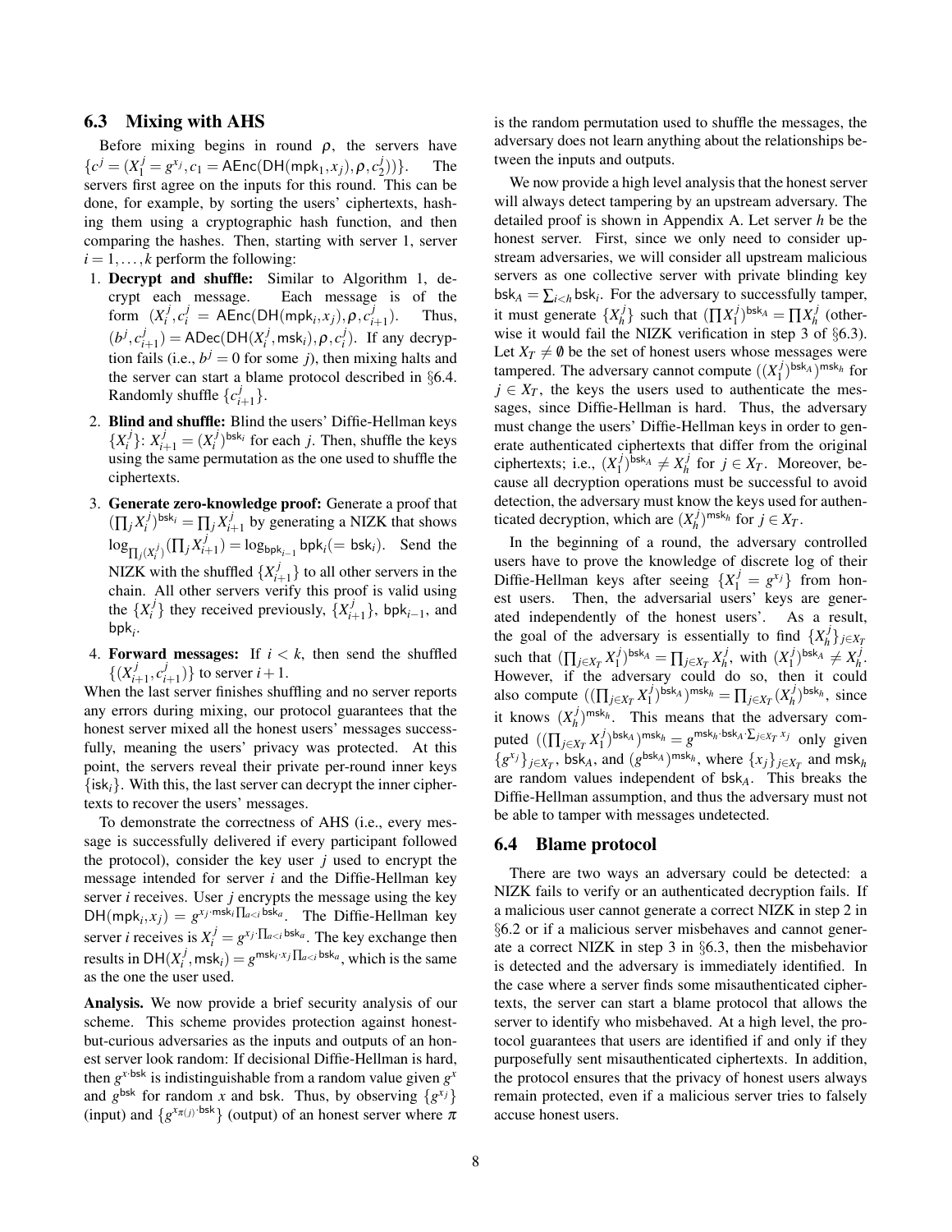### 6.3 Mixing with AHS

Before mixing begins in round $\rho$, the servers have $\{c^j = (X_1^j = g^{x_j}, c_1 = \mathsf{AEnc}(\mathsf{DH}(\mathsf{mpk}_1, x_j), \rho, c_2^j))\}$. The servers first agree on the inputs for this round. This can be done, for example, by sorting the users' ciphertexts, hashing them using a cryptographic hash function, and then comparing the hashes. Then, starting with server 1, server $i = 1, \ldots, k$ perform the following:

1. **Decrypt and shuffle:** Similar to Algorithm 1, decrypt each message. Each message is of the form $(X_i^j, c_i^j = \mathsf{AEnc}(\mathsf{DH}(\mathsf{mpk}_i, x_j), \rho, c_{i+1}^j)$. Thus, $(b^j, c_{i+1}^j) = \mathsf{ADec}(\mathsf{DH}(X_i^j, \mathsf{msk}_i), \rho, c_i^j)$. If any decryption fails (i.e., $b^j = 0$ for some $j$), then mixing halts and the server can start a blame protocol described in §6.4. Randomly shuffle $\{c_{i+1}^j\}$.
2. **Blind and shuffle:** Blind the users' Diffie-Hellman keys $\{X_i^j\}$: $X_{i+1}^j = (X_i^j)^{\mathsf{bsk}_i}$ for each $j$. Then, shuffle the keys using the same permutation as the one used to shuffle the ciphertexts.
3. **Generate zero-knowledge proof:** Generate a proof that $(\prod_j X_i^j)^{\mathsf{bsk}_i} = \prod_j X_{i+1}^j$ by generating a NIZK that shows $\log_{\prod_j (X_i^j)}(\prod_j X_{i+1}^j) = \log_{\mathsf{bpk}_{i-1}} \mathsf{bpk}_i (= \mathsf{bsk}_i)$. Send the NIZK with the shuffled $\{X_{i+1}^j\}$ to all other servers in the chain. All other servers verify this proof is valid using the $\{X_i^j\}$ they received previously, $\{X_{i+1}^j\}$, $\mathsf{bpk}_{i-1}$, and $\mathsf{bpk}_i$.
4. **Forward messages:** If $i < k$, then send the shuffled $\{(X_{i+1}^j, c_{i+1}^j)\}$ to server $i+1$.

When the last server finishes shuffling and no server reports any errors during mixing, our protocol guarantees that the honest server mixed all the honest users' messages successfully, meaning the users' privacy was protected. At this point, the servers reveal their private per-round inner keys $\{\mathsf{isk}_i\}$. With this, the last server can decrypt the inner ciphertexts to recover the users' messages.

To demonstrate the correctness of AHS (i.e., every message is successfully delivered if every participant followed the protocol), consider the key user $j$ used to encrypt the message intended for server $i$ and the Diffie-Hellman key server $i$ receives. User $j$ encrypts the message using the key $\mathsf{DH}(\mathsf{mpk}_i, x_j) = g^{x_j \cdot \mathsf{msk}_i \prod_{a<i} \mathsf{bsk}_a}$. The Diffie-Hellman key server $i$ receives is $X_i^j = g^{x_j \cdot \prod_{a<i} \mathsf{bsk}_a}$. The key exchange then results in $\mathsf{DH}(X_i^j, \mathsf{msk}_i) = g^{\mathsf{msk}_i \cdot x_j \prod_{a<i} \mathsf{bsk}_a}$, which is the same as the one the user used.

**Analysis.** We now provide a brief security analysis of our scheme. This scheme provides protection against honest-but-curious adversaries as the inputs and outputs of an honest server look random: If decisional Diffie-Hellman is hard, then $g^{x \cdot \mathsf{bsk}}$ is indistinguishable from a random value given $g^x$ and $g^{\mathsf{bsk}}$ for random $x$ and $\mathsf{bsk}$. Thus, by observing $\{g^{x_j}\}$ (input) and $\{g^{x_{\pi(j)} \cdot \mathsf{bsk}}\}$ (output) of an honest server where $\pi$ is the random permutation used to shuffle the messages, the adversary does not learn anything about the relationships between the inputs and outputs.

We now provide a high level analysis that the honest server will always detect tampering by an upstream adversary. The detailed proof is shown in Appendix A. Let server $h$ be the honest server. First, since we only need to consider upstream adversaries, we will consider all upstream malicious servers as one collective server with private blinding key $\mathsf{bsk}_A = \sum_{i<h} \mathsf{bsk}_i$. For the adversary to successfully tamper, it must generate $\{X_h^j\}$ such that $(\prod X_1^j)^{\mathsf{bsk}_A} = \prod X_h^j$ (otherwise it would fail the NIZK verification in step 3 of §6.3). Let $X_T \neq \emptyset$ be the set of honest users whose messages were tampered. The adversary cannot compute $((X_1^j)^{\mathsf{bsk}_A})^{\mathsf{msk}_h}$ for $j \in X_T$, the keys the users used to authenticate the messages, since Diffie-Hellman is hard. Thus, the adversary must change the users' Diffie-Hellman keys in order to generate authenticated ciphertexts that differ from the original ciphertexts; i.e., $(X_1^j)^{\mathsf{bsk}_A} \neq X_h^j$ for $j \in X_T$. Moreover, because all decryption operations must be successful to avoid detection, the adversary must know the keys used for authenticated decryption, which are $(X_h^j)^{\mathsf{msk}_h}$ for $j \in X_T$.

In the beginning of a round, the adversary controlled users have to prove the knowledge of discrete log of their Diffie-Hellman keys after seeing $\{X_1^j = g^{x_j}\}$ from honest users. Then, the adversarial users' keys are generated independently of the honest users'. As a result, the goal of the adversary is essentially to find $\{X_h^j\}_{j \in X_T}$ such that $(\prod_{j \in X_T} X_1^j)^{\mathsf{bsk}_A} = \prod_{j \in X_T} X_h^j$, with $(X_1^j)^{\mathsf{bsk}_A} \neq X_h^j$. However, if the adversary could do so, then it could also compute $((\prod_{j \in X_T} X_1^j)^{\mathsf{bsk}_A})^{\mathsf{msk}_h} = \prod_{j \in X_T} (X_h^j)^{\mathsf{bsk}_h}$, since it knows $(X_h^j)^{\mathsf{msk}_h}$. This means that the adversary computed $((\prod_{j \in X_T} X_1^j)^{\mathsf{bsk}_A})^{\mathsf{msk}_h} = g^{\mathsf{msk}_h \cdot \mathsf{bsk}_A \cdot \sum_{j \in X_T} x_j}$ only given $\{g^{x_j}\}_{j \in X_T}$, $\mathsf{bsk}_A$, and $(g^{\mathsf{bsk}_A})^{\mathsf{msk}_h}$, where $\{x_j\}_{j \in X_T}$ and $\mathsf{msk}_h$ are random values independent of $\mathsf{bsk}_A$. This breaks the Diffie-Hellman assumption, and thus the adversary must not be able to tamper with messages undetected.

### 6.4 Blame protocol

There are two ways an adversary could be detected: a NIZK fails to verify or an authenticated decryption fails. If a malicious user cannot generate a correct NIZK in step 2 in §6.2 or if a malicious server misbehaves and cannot generate a correct NIZK in step 3 in §6.3, then the misbehavior is detected and the adversary is immediately identified. In the case where a server finds some misauthenticated ciphertexts, the server can start a blame protocol that allows the server to identify who misbehaved. At a high level, the protocol guarantees that users are identified if and only if they purposefully sent misauthenticated ciphertexts. In addition, the protocol ensures that the privacy of honest users always remain protected, even if a malicious server tries to falsely accuse honest users.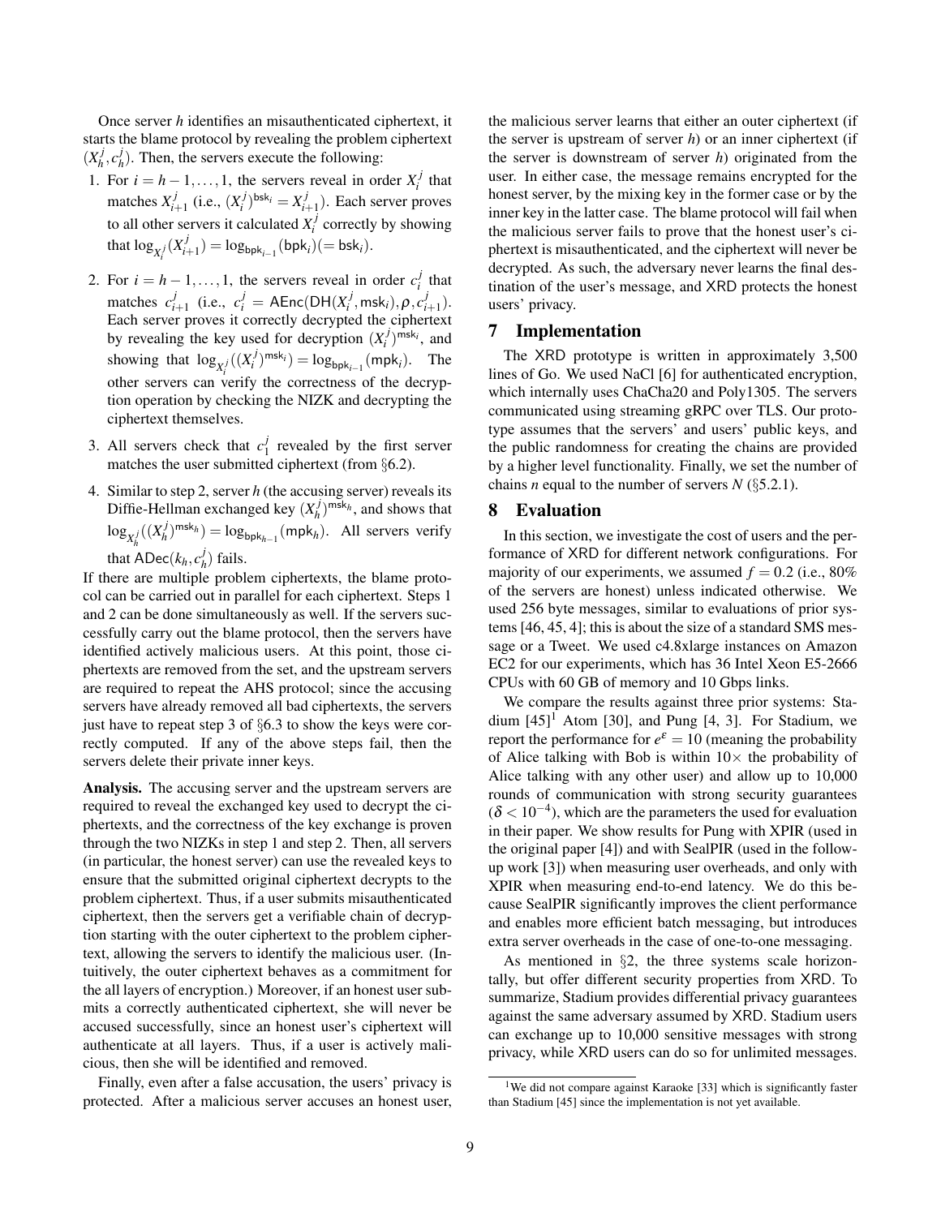Once server $h$ identifies an misauthenticated ciphertext, it starts the blame protocol by revealing the problem ciphertext $(X_h^j, c_h^j)$. Then, the servers execute the following:

1. For $i = h-1, \ldots, 1$, the servers reveal in order $X_i^j$ that matches $X_{i+1}^j$ (i.e., $(X_i^j)^{\mathsf{bsk}_i} = X_{i+1}^j$). Each server proves to all other servers it calculated $X_i^j$ correctly by showing that $\log_{X_i^j}(X_{i+1}^j) = \log_{\mathsf{bpk}_{i-1}}(\mathsf{bpk}_i) (= \mathsf{bsk}_i)$.
2. For $i = h-1, \ldots, 1$, the servers reveal in order $c_i^j$ that matches $c_{i+1}^j$ (i.e., $c_i^j = \mathsf{AEnc}(\mathsf{DH}(X_i^j, \mathsf{msk}_i), \rho, c_{i+1}^j)$. Each server proves it correctly decrypted the ciphertext by revealing the key used for decryption $(X_i^j)^{\mathsf{msk}_i}$, and showing that $\log_{X_i^j}((X_i^j)^{\mathsf{msk}_i}) = \log_{\mathsf{bpk}_{i-1}}(\mathsf{mpk}_i)$. The other servers can verify the correctness of the decryption operation by checking the NIZK and decrypting the ciphertext themselves.
3. All servers check that $c_1^j$ revealed by the first server matches the user submitted ciphertext (from §6.2).
4. Similar to step 2, server $h$ (the accusing server) reveals its Diffie-Hellman exchanged key $(X_h^j)^{\mathsf{msk}_h}$, and shows that $\log_{X_h^j}((X_h^j)^{\mathsf{msk}_h}) = \log_{\mathsf{bpk}_{h-1}}(\mathsf{mpk}_h)$. All servers verify that $\mathsf{ADec}(k_h, c_h^j)$ fails.

If there are multiple problem ciphertexts, the blame protocol can be carried out in parallel for each ciphertext. Steps 1 and 2 can be done simultaneously as well. If the servers successfully carry out the blame protocol, then the servers have identified actively malicious users. At this point, those ciphertexts are removed from the set, and the upstream servers are required to repeat the AHS protocol; since the accusing servers have already removed all bad ciphertexts, the servers just have to repeat step 3 of §6.3 to show the keys were correctly computed. If any of the above steps fail, then the servers delete their private inner keys.

**Analysis.** The accusing server and the upstream servers are required to reveal the exchanged key used to decrypt the ciphertexts, and the correctness of the key exchange is proven through the two NIZKs in step 1 and step 2. Then, all servers (in particular, the honest server) can use the revealed keys to ensure that the submitted original ciphertext decrypts to the problem ciphertext. Thus, if a user submits misauthenticated ciphertext, then the servers get a verifiable chain of decryption starting with the outer ciphertext to the problem ciphertext, allowing the servers to identify the malicious user. (Intuitively, the outer ciphertext behaves as a commitment for the all layers of encryption.) Moreover, if an honest user submits a correctly authenticated ciphertext, she will never be accused successfully, since an honest user's ciphertext will authenticate at all layers. Thus, if a user is actively malicious, then she will be identified and removed.

Finally, even after a false accusation, the users' privacy is protected. After a malicious server accuses an honest user, the malicious server learns that either an outer ciphertext (if the server is upstream of server $h$) or an inner ciphertext (if the server is downstream of server $h$) originated from the user. In either case, the message remains encrypted for the honest server, by the mixing key in the former case or by the inner key in the latter case. The blame protocol will fail when the malicious server fails to prove that the honest user's ciphertext is misauthenticated, and the ciphertext will never be decrypted. As such, the adversary never learns the final destination of the user's message, and XRD protects the honest users' privacy.

# 7 Implementation

The XRD prototype is written in approximately 3,500 lines of Go. We used NaCl [6] for authenticated encryption, which internally uses ChaCha20 and Poly1305. The servers communicated using streaming gRPC over TLS. Our prototype assumes that the servers' and users' public keys, and the public randomness for creating the chains are provided by a higher level functionality. Finally, we set the number of chains $n$ equal to the number of servers $N$ (§5.2.1).

# 8 Evaluation

In this section, we investigate the cost of users and the performance of XRD for different network configurations. For majority of our experiments, we assumed $f = 0.2$ (i.e., 80% of the servers are honest) unless indicated otherwise. We used 256 byte messages, similar to evaluations of prior systems [46, 45, 4]; this is about the size of a standard SMS message or a Tweet. We used c4.8xlarge instances on Amazon EC2 for our experiments, which has 36 Intel Xeon E5-2666 CPUs with 60 GB of memory and 10 Gbps links.

We compare the results against three prior systems: Stadium [45][1] Atom [30], and Pung [4, 3]. For Stadium, we report the performance for $e^\varepsilon = 10$ (meaning the probability of Alice talking with Bob is within $10\times$ the probability of Alice talking with any other user) and allow up to 10,000 rounds of communication with strong security guarantees ($\delta < 10^{-4}$), which are the parameters the used for evaluation in their paper. We show results for Pung with XPIR (used in the original paper [4]) and with SealPIR (used in the follow-up work [3]) when measuring user overheads, and only with XPIR when measuring end-to-end latency. We do this because SealPIR significantly improves the client performance and enables more efficient batch messaging, but introduces extra server overheads in the case of one-to-one messaging.

As mentioned in §2, the three systems scale horizontally, but offer different security properties from XRD. To summarize, Stadium provides differential privacy guarantees against the same adversary assumed by XRD. Stadium users can exchange up to 10,000 sensitive messages with strong privacy, while XRD users can do so for unlimited messages.

[1] We did not compare against Karaoke [33] which is significantly faster than Stadium [45] since the implementation is not yet available.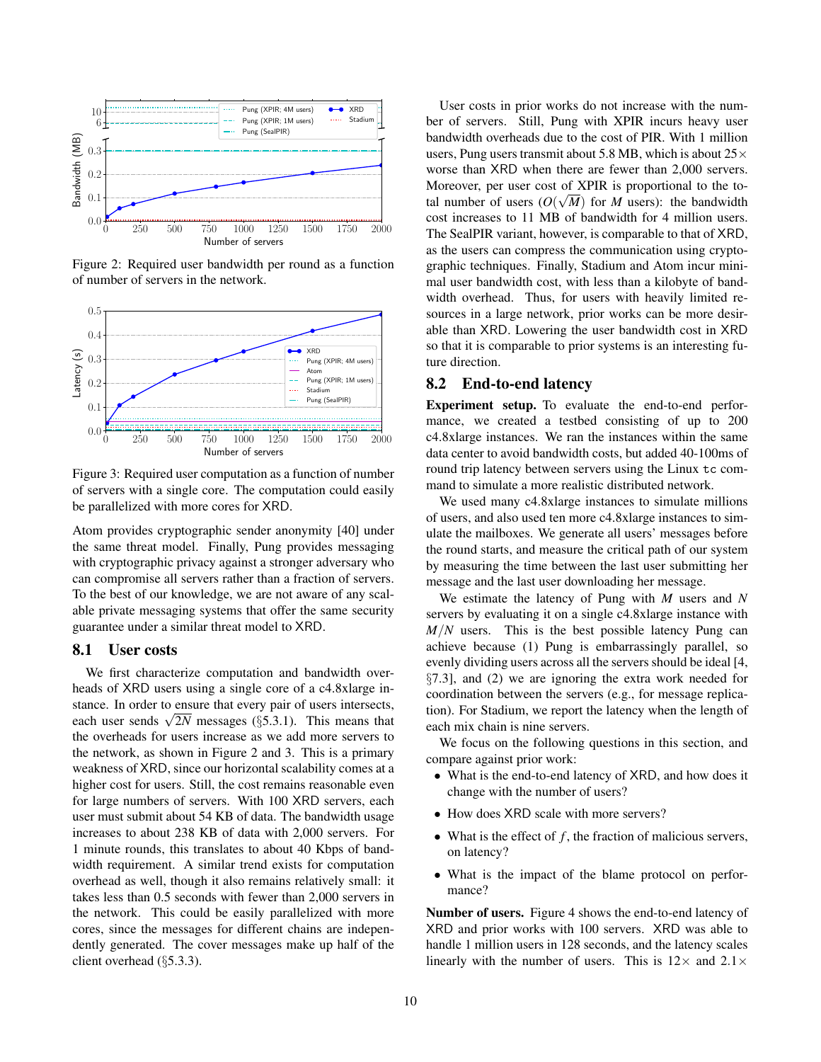Figure 2: Required user bandwidth per round as a function of number of servers in the network.

Figure 3: Required user computation as a function of number of servers with a single core. The computation could easily be parallelized with more cores for XRD.

Atom provides cryptographic sender anonymity [40] under the same threat model. Finally, Pung provides messaging with cryptographic privacy against a stronger adversary who can compromise all servers rather than a fraction of servers. To the best of our knowledge, we are not aware of any scalable private messaging systems that offer the same security guarantee under a similar threat model to XRD.

## 8.1 User costs

We first characterize computation and bandwidth overheads of XRD users using a single core of a c4.8xlarge instance. In order to ensure that every pair of users intersects, each user sends $\sqrt{2N}$ messages (§5.3.1). This means that the overheads for users increase as we add more servers to the network, as shown in Figure 2 and 3. This is a primary weakness of XRD, since our horizontal scalability comes at a higher cost for users. Still, the cost remains reasonable even for large numbers of servers. With 100 XRD servers, each user must submit about 54 KB of data. The bandwidth usage increases to about 238 KB of data with 2,000 servers. For 1 minute rounds, this translates to about 40 Kbps of bandwidth requirement. A similar trend exists for computation overhead as well, though it also remains relatively small: it takes less than 0.5 seconds with fewer than 2,000 servers in the network. This could be easily parallelized with more cores, since the messages for different chains are independently generated. The cover messages make up half of the client overhead (§5.3.3).

User costs in prior works do not increase with the number of servers. Still, Pung with XPIR incurs heavy user bandwidth overheads due to the cost of PIR. With 1 million users, Pung users transmit about 5.8 MB, which is about 25× worse than XRD when there are fewer than 2,000 servers. Moreover, per user cost of XPIR is proportional to the total number of users ($O(\sqrt{M})$ for $M$ users): the bandwidth cost increases to 11 MB of bandwidth for 4 million users. The SealPIR variant, however, is comparable to that of XRD, as the users can compress the communication using cryptographic techniques. Finally, Stadium and Atom incur minimal user bandwidth cost, with less than a kilobyte of bandwidth overhead. Thus, for users with heavily limited resources in a large network, prior works can be more desirable than XRD. Lowering the user bandwidth cost in XRD so that it is comparable to prior systems is an interesting future direction.

## 8.2 End-to-end latency

**Experiment setup.** To evaluate the end-to-end performance, we created a testbed consisting of up to 200 c4.8xlarge instances. We ran the instances within the same data center to avoid bandwidth costs, but added 40-100ms of round trip latency between servers using the Linux `tc` command to simulate a more realistic distributed network.

We used many c4.8xlarge instances to simulate millions of users, and also used ten more c4.8xlarge instances to simulate the mailboxes. We generate all users' messages before the round starts, and measure the critical path of our system by measuring the time between the last user submitting her message and the last user downloading her message.

We estimate the latency of Pung with $M$ users and $N$ servers by evaluating it on a single c4.8xlarge instance with $M/N$ users. This is the best possible latency Pung can achieve because (1) Pung is embarrassingly parallel, so evenly dividing users across all the servers should be ideal [4, §7.3], and (2) we are ignoring the extra work needed for coordination between the servers (e.g., for message replication). For Stadium, we report the latency when the length of each mix chain is nine servers.

We focus on the following questions in this section, and compare against prior work:

- What is the end-to-end latency of XRD, and how does it change with the number of users?
- How does XRD scale with more servers?
- What is the effect of $f$, the fraction of malicious servers, on latency?
- What is the impact of the blame protocol on performance?

**Number of users.** Figure 4 shows the end-to-end latency of XRD and prior works with 100 servers. XRD was able to handle 1 million users in 128 seconds, and the latency scales linearly with the number of users. This is 12× and 2.1×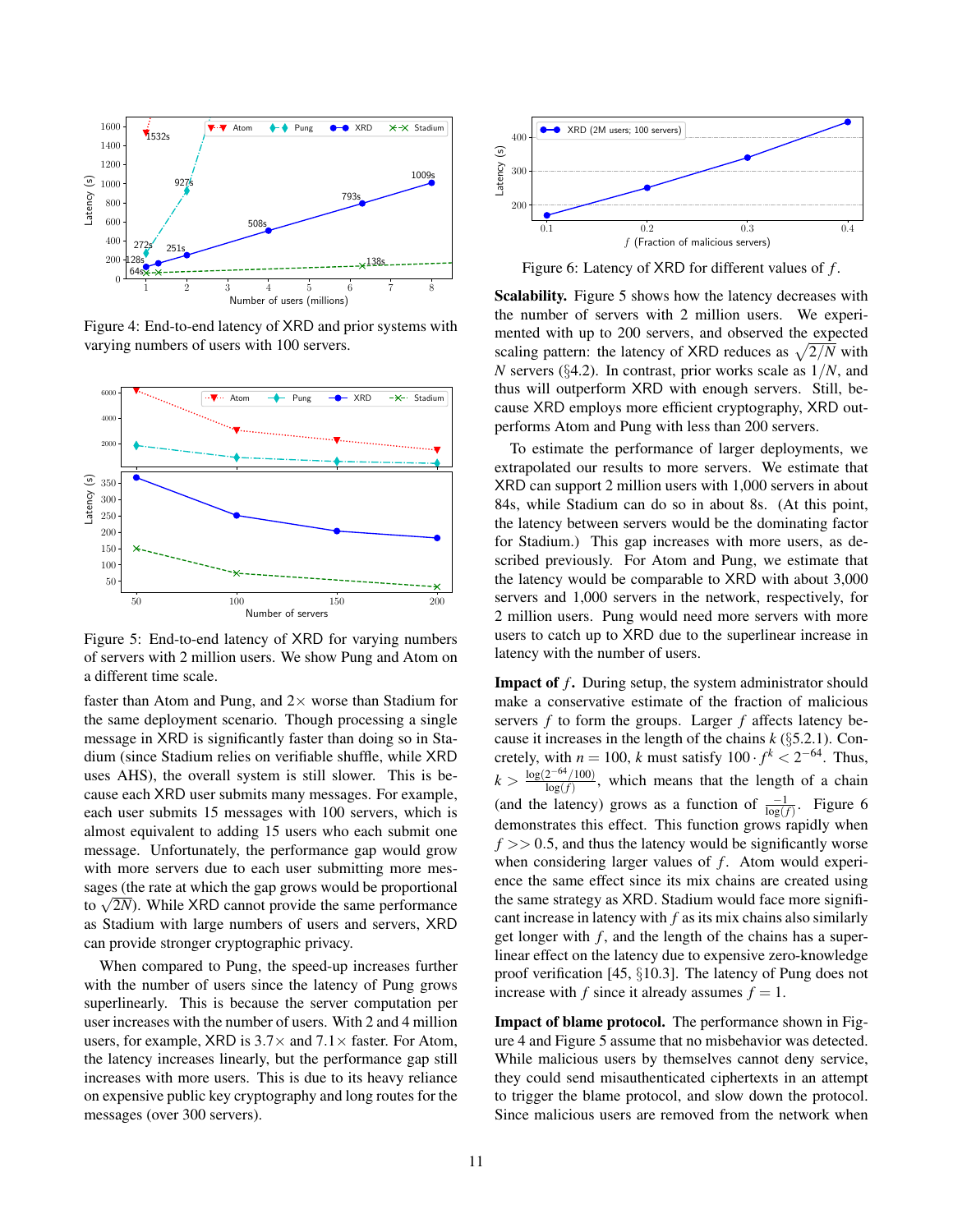Figure 4: End-to-end latency of XRD and prior systems with varying numbers of users with 100 servers.

Figure 5: End-to-end latency of XRD for varying numbers of servers with 2 million users. We show Pung and Atom on a different time scale.

faster than Atom and Pung, and 2× worse than Stadium for the same deployment scenario. Though processing a single message in XRD is significantly faster than doing so in Stadium (since Stadium relies on verifiable shuffle, while XRD uses AHS), the overall system is still slower. This is because each XRD user submits many messages. For example, each user submits 15 messages with 100 servers, which is almost equivalent to adding 15 users who each submit one message. Unfortunately, the performance gap would grow with more servers due to each user submitting more messages (the rate at which the gap grows would be proportional to $\sqrt{2N}$). While XRD cannot provide the same performance as Stadium with large numbers of users and servers, XRD can provide stronger cryptographic privacy.

When compared to Pung, the speed-up increases further with the number of users since the latency of Pung grows superlinearly. This is because the server computation per user increases with the number of users. With 2 and 4 million users, for example, XRD is 3.7× and 7.1× faster. For Atom, the latency increases linearly, but the performance gap still increases with more users. This is due to its heavy reliance on expensive public key cryptography and long routes for the messages (over 300 servers).

Figure 6: Latency of XRD for different values of $f$.

**Scalability.** Figure 5 shows how the latency decreases with the number of servers with 2 million users. We experimented with up to 200 servers, and observed the expected scaling pattern: the latency of XRD reduces as $\sqrt{2/N}$ with $N$ servers (§4.2). In contrast, prior works scale as $1/N$, and thus will outperform XRD with enough servers. Still, because XRD employs more efficient cryptography, XRD outperforms Atom and Pung with less than 200 servers.

To estimate the performance of larger deployments, we extrapolated our results to more servers. We estimate that XRD can support 2 million users with 1,000 servers in about 84s, while Stadium can do so in about 8s. (At this point, the latency between servers would be the dominating factor for Stadium.) This gap increases with more users, as described previously. For Atom and Pung, we estimate that the latency would be comparable to XRD with about 3,000 servers and 1,000 servers in the network, respectively, for 2 million users. Pung would need more servers with more users to catch up to XRD due to the superlinear increase in latency with the number of users.

**Impact of $f$.** During setup, the system administrator should make a conservative estimate of the fraction of malicious servers $f$ to form the groups. Larger $f$ affects latency because it increases in the length of the chains $k$ (§5.2.1). Concretely, with $n = 100$, $k$ must satisfy $100 \cdot f^k < 2^{-64}$. Thus, $k > \frac{\log(2^{-64}/100)}{\log(f)}$, which means that the length of a chain (and the latency) grows as a function of $\frac{-1}{\log(f)}$. Figure 6 demonstrates this effect. This function grows rapidly when $f >> 0.5$, and thus the latency would be significantly worse when considering larger values of $f$. Atom would experience the same effect since its mix chains are created using the same strategy as XRD. Stadium would face more significant increase in latency with $f$ as its mix chains also similarly get longer with $f$, and the length of the chains has a super-linear effect on the latency due to expensive zero-knowledge proof verification [45, §10.3]. The latency of Pung does not increase with $f$ since it already assumes $f = 1$.

**Impact of blame protocol.** The performance shown in Figure 4 and Figure 5 assume that no misbehavior was detected. While malicious users by themselves cannot deny service, they could send misauthenticated ciphertexts in an attempt to trigger the blame protocol, and slow down the protocol. Since malicious users are removed from the network when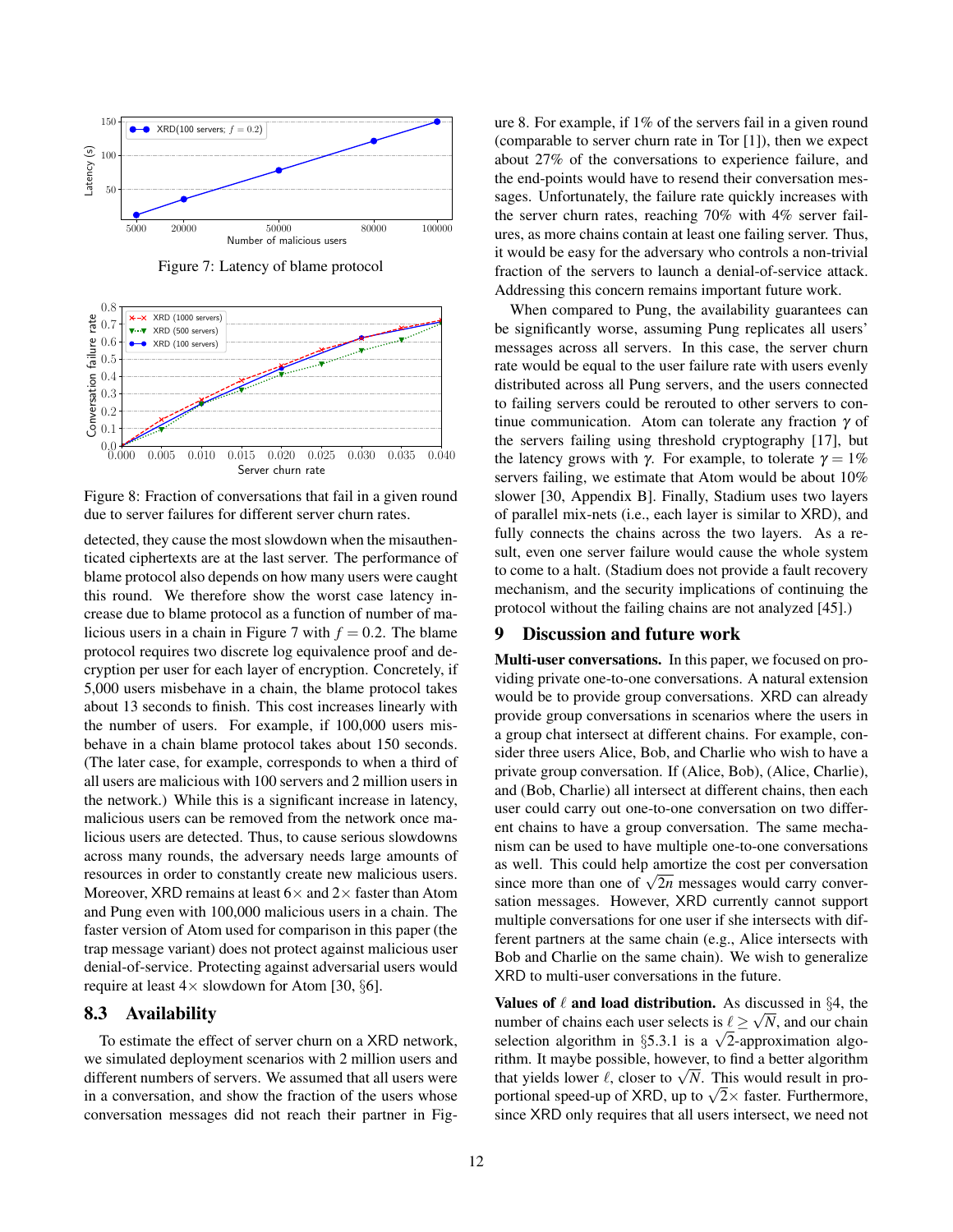Figure 7: Latency of blame protocol

Figure 8: Fraction of conversations that fail in a given round due to server failures for different server churn rates.

detected, they cause the most slowdown when the misauthenticated ciphertexts are at the last server. The performance of blame protocol also depends on how many users were caught this round. We therefore show the worst case latency increase due to blame protocol as a function of number of malicious users in a chain in Figure 7 with $f = 0.2$. The blame protocol requires two discrete log equivalence proof and decryption per user for each layer of encryption. Concretely, if 5,000 users misbehave in a chain, the blame protocol takes about 13 seconds to finish. This cost increases linearly with the number of users. For example, if 100,000 users misbehave in a chain blame protocol takes about 150 seconds. (The later case, for example, corresponds to when a third of all users are malicious with 100 servers and 2 million users in the network.) While this is a significant increase in latency, malicious users can be removed from the network once malicious users are detected. Thus, to cause serious slowdowns across many rounds, the adversary needs large amounts of resources in order to constantly create new malicious users. Moreover, XRD remains at least 6× and 2× faster than Atom and Pung even with 100,000 malicious users in a chain. The faster version of Atom used for comparison in this paper (the trap message variant) does not protect against malicious user denial-of-service. Protecting against adversarial users would require at least 4× slowdown for Atom [30, §6].

## 8.3 Availability

To estimate the effect of server churn on a XRD network, we simulated deployment scenarios with 2 million users and different numbers of servers. We assumed that all users were in a conversation, and show the fraction of the users whose conversation messages did not reach their partner in Figure 8. For example, if 1% of the servers fail in a given round (comparable to server churn rate in Tor [1]), then we expect about 27% of the conversations to experience failure, and the end-points would have to resend their conversation messages. Unfortunately, the failure rate quickly increases with the server churn rates, reaching 70% with 4% server failures, as more chains contain at least one failing server. Thus, it would be easy for the adversary who controls a non-trivial fraction of the servers to launch a denial-of-service attack. Addressing this concern remains important future work.

When compared to Pung, the availability guarantees can be significantly worse, assuming Pung replicates all users' messages across all servers. In this case, the server churn rate would be equal to the user failure rate with users evenly distributed across all Pung servers, and the users connected to failing servers could be rerouted to other servers to continue communication. Atom can tolerate any fraction $\gamma$ of the servers failing using threshold cryptography [17], but the latency grows with $\gamma$. For example, to tolerate $\gamma = 1\%$ servers failing, we estimate that Atom would be about 10% slower [30, Appendix B]. Finally, Stadium uses two layers of parallel mix-nets (i.e., each layer is similar to XRD), and fully connects the chains across the two layers. As a result, even one server failure would cause the whole system to come to a halt. (Stadium does not provide a fault recovery mechanism, and the security implications of continuing the protocol without the failing chains are not analyzed [45].)

# 9 Discussion and future work

**Multi-user conversations.** In this paper, we focused on providing private one-to-one conversations. A natural extension would be to provide group conversations. XRD can already provide group conversations in scenarios where the users in a group chat intersect at different chains. For example, consider three users Alice, Bob, and Charlie who wish to have a private group conversation. If (Alice, Bob), (Alice, Charlie), and (Bob, Charlie) all intersect at different chains, then each user could carry out one-to-one conversation on two different chains to have a group conversation. The same mechanism can be used to have multiple one-to-one conversations as well. This could help amortize the cost per conversation since more than one of $\sqrt{2n}$ messages would carry conversation messages. However, XRD currently cannot support multiple conversations for one user if she intersects with different partners at the same chain (e.g., Alice intersects with Bob and Charlie on the same chain). We wish to generalize XRD to multi-user conversations in the future.

**Values of $\ell$ and load distribution.** As discussed in §4, the number of chains each user selects is $\ell \geq \sqrt{N}$, and our chain selection algorithm in §5.3.1 is a $\sqrt{2}$-approximation algorithm. It maybe possible, however, to find a better algorithm that yields lower $\ell$, closer to $\sqrt{N}$. This would result in proportional speed-up of XRD, up to $\sqrt{2}\times$ faster. Furthermore, since XRD only requires that all users intersect, we need not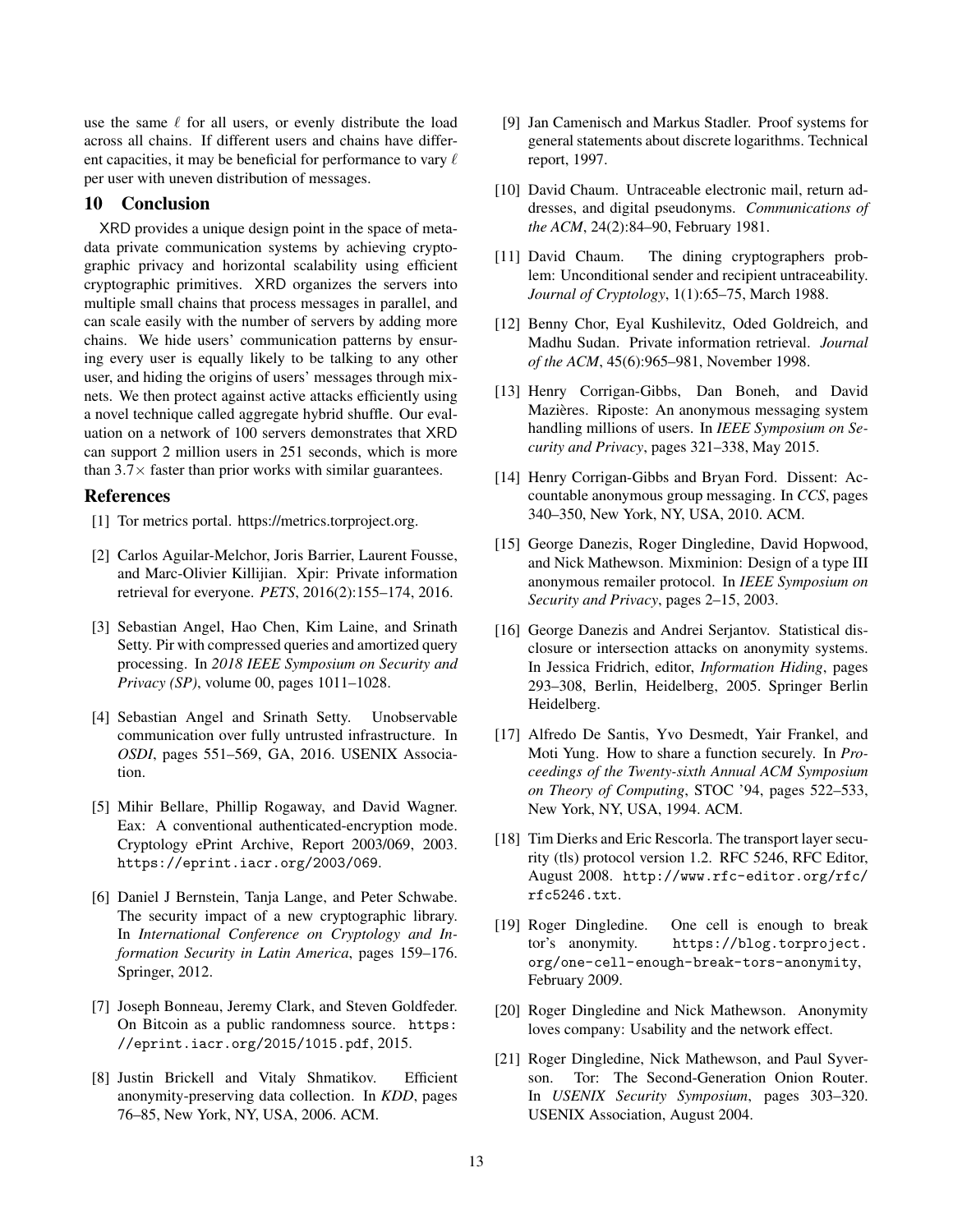use the same $\ell$ for all users, or evenly distribute the load across all chains. If different users and chains have different capacities, it may be beneficial for performance to vary $\ell$ per user with uneven distribution of messages.

## 10 Conclusion

XRD provides a unique design point in the space of metadata private communication systems by achieving cryptographic privacy and horizontal scalability using efficient cryptographic primitives. XRD organizes the servers into multiple small chains that process messages in parallel, and can scale easily with the number of servers by adding more chains. We hide users' communication patterns by ensuring every user is equally likely to be talking to any other user, and hiding the origins of users' messages through mixnets. We then protect against active attacks efficiently using a novel technique called aggregate hybrid shuffle. Our evaluation on a network of 100 servers demonstrates that XRD can support 2 million users in 251 seconds, which is more than $3.7\times$ faster than prior works with similar guarantees.

## References

[1] Tor metrics portal. https://metrics.torproject.org.

[2] Carlos Aguilar-Melchor, Joris Barrier, Laurent Fousse, and Marc-Olivier Killijian. Xpir: Private information retrieval for everyone. *PETS*, 2016(2):155–174, 2016.

[3] Sebastian Angel, Hao Chen, Kim Laine, and Srinath Setty. Pir with compressed queries and amortized query processing. In *2018 IEEE Symposium on Security and Privacy (SP)*, volume 00, pages 1011–1028.

[4] Sebastian Angel and Srinath Setty. Unobservable communication over fully untrusted infrastructure. In *OSDI*, pages 551–569, GA, 2016. USENIX Association.

[5] Mihir Bellare, Phillip Rogaway, and David Wagner. Eax: A conventional authenticated-encryption mode. Cryptology ePrint Archive, Report 2003/069, 2003. `https://eprint.iacr.org/2003/069`.

[6] Daniel J Bernstein, Tanja Lange, and Peter Schwabe. The security impact of a new cryptographic library. In *International Conference on Cryptology and Information Security in Latin America*, pages 159–176. Springer, 2012.

[7] Joseph Bonneau, Jeremy Clark, and Steven Goldfeder. On Bitcoin as a public randomness source. `https://eprint.iacr.org/2015/1015.pdf`, 2015.

[8] Justin Brickell and Vitaly Shmatikov. Efficient anonymity-preserving data collection. In *KDD*, pages 76–85, New York, NY, USA, 2006. ACM.

[9] Jan Camenisch and Markus Stadler. Proof systems for general statements about discrete logarithms. Technical report, 1997.

[10] David Chaum. Untraceable electronic mail, return addresses, and digital pseudonyms. *Communications of the ACM*, 24(2):84–90, February 1981.

[11] David Chaum. The dining cryptographers problem: Unconditional sender and recipient untraceability. *Journal of Cryptology*, 1(1):65–75, March 1988.

[12] Benny Chor, Eyal Kushilevitz, Oded Goldreich, and Madhu Sudan. Private information retrieval. *Journal of the ACM*, 45(6):965–981, November 1998.

[13] Henry Corrigan-Gibbs, Dan Boneh, and David Mazières. Riposte: An anonymous messaging system handling millions of users. In *IEEE Symposium on Security and Privacy*, pages 321–338, May 2015.

[14] Henry Corrigan-Gibbs and Bryan Ford. Dissent: Accountable anonymous group messaging. In *CCS*, pages 340–350, New York, NY, USA, 2010. ACM.

[15] George Danezis, Roger Dingledine, David Hopwood, and Nick Mathewson. Mixminion: Design of a type III anonymous remailer protocol. In *IEEE Symposium on Security and Privacy*, pages 2–15, 2003.

[16] George Danezis and Andrei Serjantov. Statistical disclosure or intersection attacks on anonymity systems. In Jessica Fridrich, editor, *Information Hiding*, pages 293–308, Berlin, Heidelberg, 2005. Springer Berlin Heidelberg.

[17] Alfredo De Santis, Yvo Desmedt, Yair Frankel, and Moti Yung. How to share a function securely. In *Proceedings of the Twenty-sixth Annual ACM Symposium on Theory of Computing*, STOC '94, pages 522–533, New York, NY, USA, 1994. ACM.

[18] Tim Dierks and Eric Rescorla. The transport layer security (tls) protocol version 1.2. RFC 5246, RFC Editor, August 2008. `http://www.rfc-editor.org/rfc/rfc5246.txt`.

[19] Roger Dingledine. One cell is enough to break tor's anonymity. `https://blog.torproject.org/one-cell-enough-break-tors-anonymity`, February 2009.

[20] Roger Dingledine and Nick Mathewson. Anonymity loves company: Usability and the network effect.

[21] Roger Dingledine, Nick Mathewson, and Paul Syverson. Tor: The Second-Generation Onion Router. In *USENIX Security Symposium*, pages 303–320. USENIX Association, August 2004.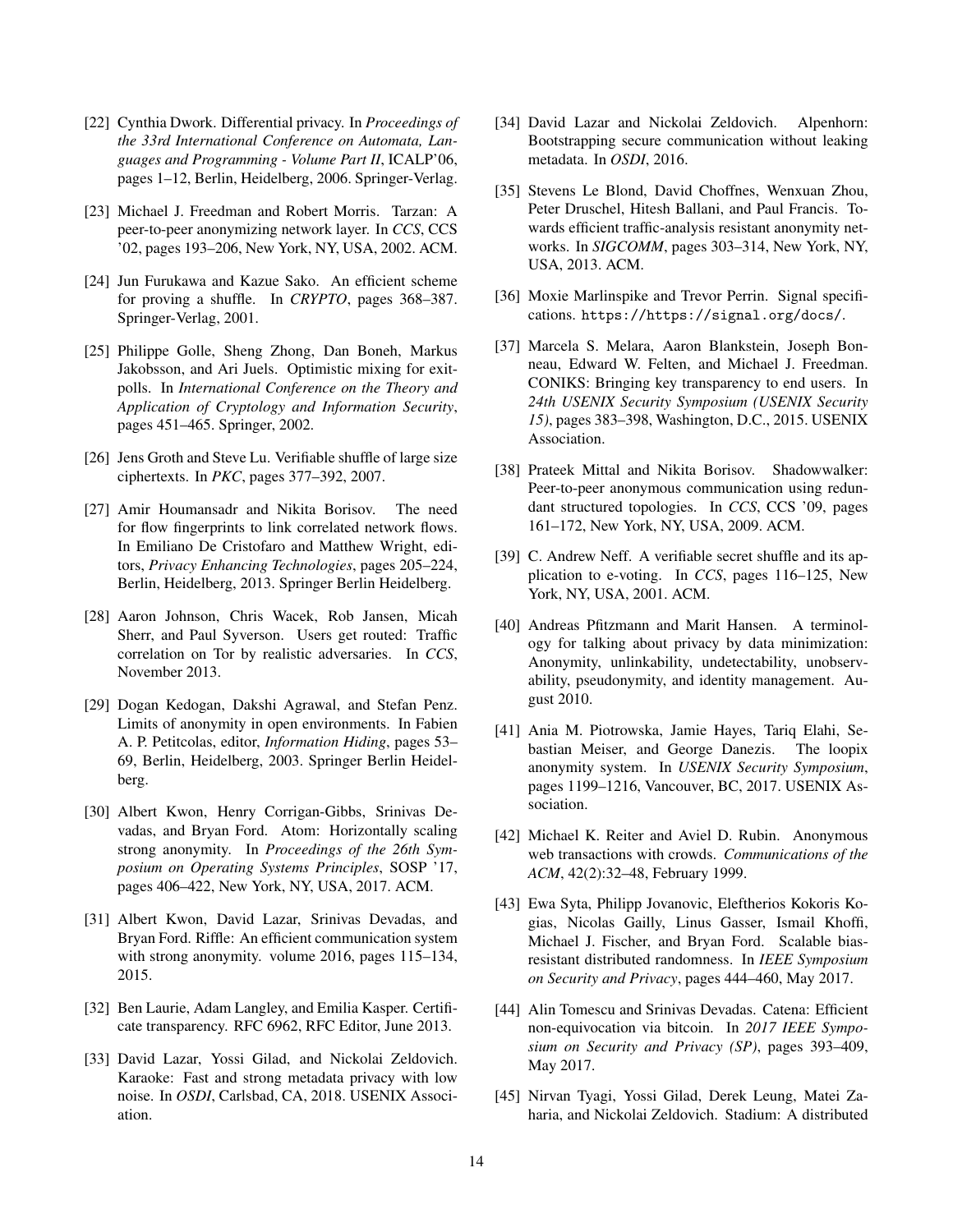[22] Cynthia Dwork. Differential privacy. In *Proceedings of the 33rd International Conference on Automata, Languages and Programming - Volume Part II*, ICALP'06, pages 1–12, Berlin, Heidelberg, 2006. Springer-Verlag.

[23] Michael J. Freedman and Robert Morris. Tarzan: A peer-to-peer anonymizing network layer. In *CCS*, CCS '02, pages 193–206, New York, NY, USA, 2002. ACM.

[24] Jun Furukawa and Kazue Sako. An efficient scheme for proving a shuffle. In *CRYPTO*, pages 368–387. Springer-Verlag, 2001.

[25] Philippe Golle, Sheng Zhong, Dan Boneh, Markus Jakobsson, and Ari Juels. Optimistic mixing for exit-polls. In *International Conference on the Theory and Application of Cryptology and Information Security*, pages 451–465. Springer, 2002.

[26] Jens Groth and Steve Lu. Verifiable shuffle of large size ciphertexts. In *PKC*, pages 377–392, 2007.

[27] Amir Houmansadr and Nikita Borisov. The need for flow fingerprints to link correlated network flows. In Emiliano De Cristofaro and Matthew Wright, editors, *Privacy Enhancing Technologies*, pages 205–224, Berlin, Heidelberg, 2013. Springer Berlin Heidelberg.

[28] Aaron Johnson, Chris Wacek, Rob Jansen, Micah Sherr, and Paul Syverson. Users get routed: Traffic correlation on Tor by realistic adversaries. In *CCS*, November 2013.

[29] Dogan Kedogan, Dakshi Agrawal, and Stefan Penz. Limits of anonymity in open environments. In Fabien A. P. Petitcolas, editor, *Information Hiding*, pages 53–69, Berlin, Heidelberg, 2003. Springer Berlin Heidelberg.

[30] Albert Kwon, Henry Corrigan-Gibbs, Srinivas Devadas, and Bryan Ford. Atom: Horizontally scaling strong anonymity. In *Proceedings of the 26th Symposium on Operating Systems Principles*, SOSP '17, pages 406–422, New York, NY, USA, 2017. ACM.

[31] Albert Kwon, David Lazar, Srinivas Devadas, and Bryan Ford. Riffle: An efficient communication system with strong anonymity. volume 2016, pages 115–134, 2015.

[32] Ben Laurie, Adam Langley, and Emilia Kasper. Certificate transparency. RFC 6962, RFC Editor, June 2013.

[33] David Lazar, Yossi Gilad, and Nickolai Zeldovich. Karaoke: Fast and strong metadata privacy with low noise. In *OSDI*, Carlsbad, CA, 2018. USENIX Association.

[34] David Lazar and Nickolai Zeldovich. Alpenhorn: Bootstrapping secure communication without leaking metadata. In *OSDI*, 2016.

[35] Stevens Le Blond, David Choffnes, Wenxuan Zhou, Peter Druschel, Hitesh Ballani, and Paul Francis. Towards efficient traffic-analysis resistant anonymity networks. In *SIGCOMM*, pages 303–314, New York, NY, USA, 2013. ACM.

[36] Moxie Marlinspike and Trevor Perrin. Signal specifications. `https://https://signal.org/docs/`.

[37] Marcela S. Melara, Aaron Blankstein, Joseph Bonneau, Edward W. Felten, and Michael J. Freedman. CONIKS: Bringing key transparency to end users. In *24th USENIX Security Symposium (USENIX Security 15)*, pages 383–398, Washington, D.C., 2015. USENIX Association.

[38] Prateek Mittal and Nikita Borisov. Shadowwalker: Peer-to-peer anonymous communication using redundant structured topologies. In *CCS*, CCS '09, pages 161–172, New York, NY, USA, 2009. ACM.

[39] C. Andrew Neff. A verifiable secret shuffle and its application to e-voting. In *CCS*, pages 116–125, New York, NY, USA, 2001. ACM.

[40] Andreas Pfitzmann and Marit Hansen. A terminology for talking about privacy by data minimization: Anonymity, unlinkability, undetectability, unobservability, pseudonymity, and identity management. August 2010.

[41] Ania M. Piotrowska, Jamie Hayes, Tariq Elahi, Sebastian Meiser, and George Danezis. The loopix anonymity system. In *USENIX Security Symposium*, pages 1199–1216, Vancouver, BC, 2017. USENIX Association.

[42] Michael K. Reiter and Aviel D. Rubin. Anonymous web transactions with crowds. *Communications of the ACM*, 42(2):32–48, February 1999.

[43] Ewa Syta, Philipp Jovanovic, Eleftherios Kokoris Kogias, Nicolas Gailly, Linus Gasser, Ismail Khoffi, Michael J. Fischer, and Bryan Ford. Scalable bias-resistant distributed randomness. In *IEEE Symposium on Security and Privacy*, pages 444–460, May 2017.

[44] Alin Tomescu and Srinivas Devadas. Catena: Efficient non-equivocation via bitcoin. In *2017 IEEE Symposium on Security and Privacy (SP)*, pages 393–409, May 2017.

[45] Nirvan Tyagi, Yossi Gilad, Derek Leung, Matei Zaharia, and Nickolai Zeldovich. Stadium: A distributed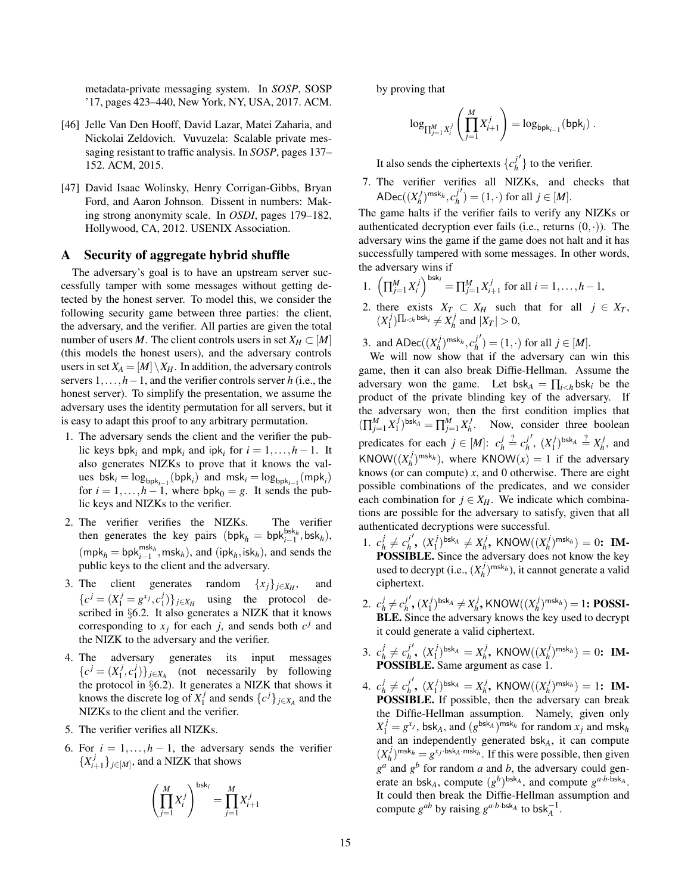metadata-private messaging system. In *SOSP*, SOSP '17, pages 423–440, New York, NY, USA, 2017. ACM.

[46] Jelle Van Den Hooff, David Lazar, Matei Zaharia, and Nickolai Zeldovich. Vuvuzela: Scalable private messaging resistant to traffic analysis. In *SOSP*, pages 137–152. ACM, 2015.

[47] David Isaac Wolinsky, Henry Corrigan-Gibbs, Bryan Ford, and Aaron Johnson. Dissent in numbers: Making strong anonymity scale. In *OSDI*, pages 179–182, Hollywood, CA, 2012. USENIX Association.

## A Security of aggregate hybrid shuffle

The adversary's goal is to have an upstream server successfully tamper with some messages without getting detected by the honest server. To model this, we consider the following security game between three parties: the client, the adversary, and the verifier. All parties are given the total number of users $M$. The client controls users in set $X_H \subset [M]$ (this models the honest users), and the adversary controls users in set $X_A = [M] \setminus X_H$. In addition, the adversary controls servers $1, \ldots, h-1$, and the verifier controls server $h$ (i.e., the honest server). To simplify the presentation, we assume the adversary uses the identity permutation for all servers, but it is easy to adapt this proof to any arbitrary permutation.

1. The adversary sends the client and the verifier the public keys $\mathsf{bpk}_i$ and $\mathsf{mpk}_i$ and $\mathsf{ipk}_i$ for $i = 1, \ldots, h-1$. It also generates NIZKs to prove that it knows the values $\mathsf{bsk}_i = \log_{\mathsf{bpk}_{i-1}}(\mathsf{bpk}_i)$ and $\mathsf{msk}_i = \log_{\mathsf{bpk}_{i-1}}(\mathsf{mpk}_i)$ for $i = 1, \ldots, h-1$, where $\mathsf{bpk}_0 = g$. It sends the public keys and NIZKs to the verifier.
2. The verifier verifies the NIZKs. The verifier then generates the key pairs $(\mathsf{bpk}_h = \mathsf{bpk}_{i-1}^{\mathsf{bsk}_h}, \mathsf{bsk}_h)$, $(\mathsf{mpk}_h = \mathsf{bpk}_{i-1}^{\mathsf{msk}_h}, \mathsf{msk}_h)$, and $(\mathsf{ipk}_h, \mathsf{isk}_h)$, and sends the public keys to the client and the adversary.
3. The client generates random $\{x_j\}_{j \in X_H}$, and $\{c^j = (X_1^j = g^{x_j}, c_1^j)\}_{j \in X_H}$ using the protocol described in §6.2. It also generates a NIZK that it knows corresponding to $x_j$ for each $j$, and sends both $c^j$ and the NIZK to the adversary and the verifier.
4. The adversary generates its input messages $\{c^j = (X_1^j, c_1^j)\}_{j \in X_A}$ (not necessarily by following the protocol in §6.2). It generates a NIZK that shows it knows the discrete log of $X_1^j$ and sends $\{c^j\}_{j \in X_A}$ and the NIZKs to the client and the verifier.
5. The verifier verifies all NIZKs.
6. For $i = 1, \ldots, h-1$, the adversary sends the verifier $\{X_{i+1}^j\}_{j \in [M]}$, and a NIZK that shows
$$\left( \prod_{j=1}^{M} X_i^j \right)^{\mathsf{bsk}_i} = \prod_{j=1}^{M} X_{i+1}^j$$
by proving that
$$\log_{\prod_{j=1}^{M} X_i^j} \left( \prod_{j=1}^{M} X_{i+1}^j \right) = \log_{\mathsf{bpk}_{i-1}}(\mathsf{bpk}_i) .$$
It also sends the ciphertexts $\{c_h^{j'}\}$ to the verifier.
7. The verifier verifies all NIZKs, and checks that $\mathsf{ADec}((X_h^j)^{\mathsf{msk}_h}, c_h^{j'}) = (1, \cdot)$ for all $j \in [M]$.

The game halts if the verifier fails to verify any NIZKs or authenticated decryption ever fails (i.e., returns $(0, \cdot)$). The adversary wins the game if the game does not halt and it has successfully tampered with some messages. In other words, the adversary wins if

1. $\left( \prod_{j=1}^{M} X_i^j \right)^{\mathsf{bsk}_i} = \prod_{j=1}^{M} X_{i+1}^j$ for all $i = 1, \ldots, h-1$,
2. there exists $X_T \subset X_H$ such that for all $j \in X_T$, $(X_1^j)^{\prod_{i<h} \mathsf{bsk}_i} \neq X_h^j$ and $|X_T| > 0$,
3. and $\mathsf{ADec}((X_h^j)^{\mathsf{msk}_h}, c_h^{j'}) = (1, \cdot)$ for all $j \in [M]$.

We will now show that if the adversary can win this game, then it can also break Diffie-Hellman. Assume the adversary won the game. Let $\mathsf{bsk}_A = \prod_{i<h} \mathsf{bsk}_i$ be the product of the private blinding key of the adversary. If the adversary won, then the first condition implies that $(\prod_{j=1}^{M} X_1^j)^{\mathsf{bsk}_A} = \prod_{j=1}^{M} X_h^j$. Now, consider three boolean predicates for each $j \in [M]$: $c_h^j \stackrel{?}{=} c_h^{j'}$, $(X_1^j)^{\mathsf{bsk}_A} \stackrel{?}{=} X_h^j$, and $\mathsf{KNOW}((X_h^j)^{\mathsf{msk}_h})$, where $\mathsf{KNOW}(x) = 1$ if the adversary knows (or can compute) $x$, and 0 otherwise. There are eight possible combinations of the predicates, and we consider each combination for $j \in X_H$. We indicate which combinations are possible for the adversary to satisfy, given that all authenticated decryptions were successful.

1. $c_h^j \neq c_h^{j'}$, $(X_1^j)^{\mathsf{bsk}_A} \neq X_h^j$, $\mathsf{KNOW}((X_h^j)^{\mathsf{msk}_h}) = 0$: **IMPOSSIBLE.** Since the adversary does not know the key used to decrypt (i.e., $(X_h^j)^{\mathsf{msk}_h}$), it cannot generate a valid ciphertext.
2. $c_h^j \neq c_h^{j'}$, $(X_1^j)^{\mathsf{bsk}_A} \neq X_h^j$, $\mathsf{KNOW}((X_h^j)^{\mathsf{msk}_h}) = 1$: **POSSIBLE.** Since the adversary knows the key used to decrypt it could generate a valid ciphertext.
3. $c_h^j \neq c_h^{j'}$, $(X_1^j)^{\mathsf{bsk}_A} = X_h^j$, $\mathsf{KNOW}((X_h^j)^{\mathsf{msk}_h}) = 0$: **IMPOSSIBLE.** Same argument as case 1.
4. $c_h^j \neq c_h^{j'}$, $(X_1^j)^{\mathsf{bsk}_A} = X_h^j$, $\mathsf{KNOW}((X_h^j)^{\mathsf{msk}_h}) = 1$: **IMPOSSIBLE.** If possible, then the adversary can break the Diffie-Hellman assumption. Namely, given only $X_1^j = g^{x_j}$, $\mathsf{bsk}_A$, and $(g^{\mathsf{bsk}_A})^{\mathsf{msk}_h}$ for random $x_j$ and $\mathsf{msk}_h$ and an independently generated $\mathsf{bsk}_A$, it can compute $(X_h^j)^{\mathsf{msk}_h} = g^{x_j \cdot \mathsf{bsk}_A \cdot \mathsf{msk}_h}$. If this were possible, then given $g^a$ and $g^b$ for random $a$ and $b$, the adversary could generate an $\mathsf{bsk}_A$, compute $(g^b)^{\mathsf{bsk}_A}$, and compute $g^{a \cdot b \cdot \mathsf{bsk}_A}$. It could then break the Diffie-Hellman assumption and compute $g^{ab}$ by raising $g^{a \cdot b \cdot \mathsf{bsk}_A}$ to $\mathsf{bsk}_A^{-1}$.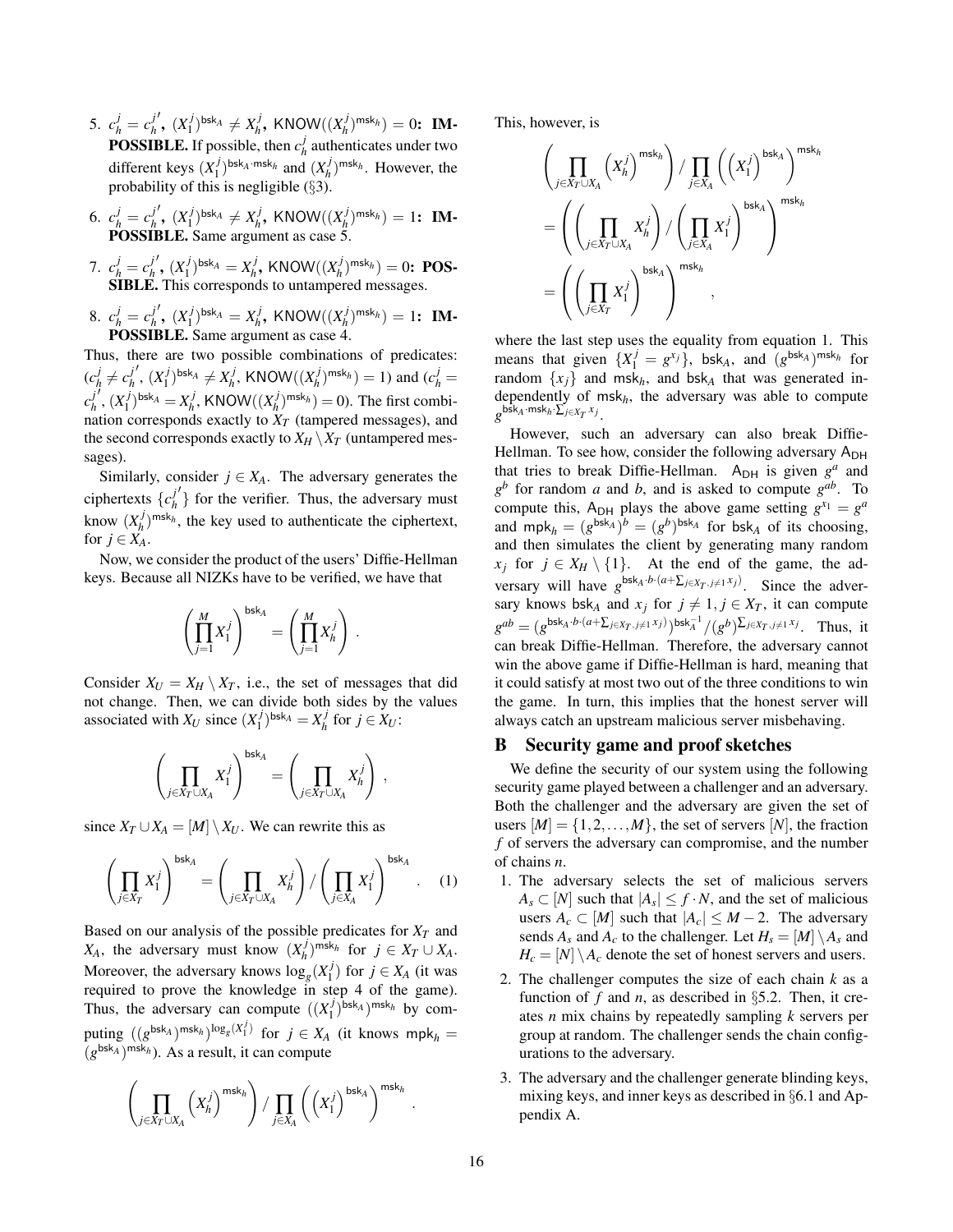5. $c_h^j = c_h^{j'}$, $(X_1^j)^{\mathsf{bsk}_A} \neq X_h^j$, $\mathsf{KNOW}((X_h^j)^{\mathsf{msk}_h}) = 0$: **IMPOSSIBLE.** If possible, then $c_h^j$ authenticates under two different keys $(X_1^j)^{\mathsf{bsk}_A \cdot \mathsf{msk}_h}$ and $(X_h^j)^{\mathsf{msk}_h}$. However, the probability of this is negligible (§3).

6. $c_h^j = c_h^{j'}$, $(X_1^j)^{\mathsf{bsk}_A} \neq X_h^j$, $\mathsf{KNOW}((X_h^j)^{\mathsf{msk}_h}) = 1$: **IMPOSSIBLE.** Same argument as case 5.

7. $c_h^j = c_h^{j'}$, $(X_1^j)^{\mathsf{bsk}_A} = X_h^j$, $\mathsf{KNOW}((X_h^j)^{\mathsf{msk}_h}) = 0$: **POSSIBLE.** This corresponds to untampered messages.

8. $c_h^j = c_h^{j'}$, $(X_1^j)^{\mathsf{bsk}_A} = X_h^j$, $\mathsf{KNOW}((X_h^j)^{\mathsf{msk}_h}) = 1$: **IMPOSSIBLE.** Same argument as case 4.

Thus, there are two possible combinations of predicates: ($c_h^j \neq c_h^{j'}$, $(X_1^j)^{\mathsf{bsk}_A} \neq X_h^j$, $\mathsf{KNOW}((X_h^j)^{\mathsf{msk}_h}) = 1$) and ($c_h^j = c_h^{j'}$, $(X_1^j)^{\mathsf{bsk}_A} = X_h^j$, $\mathsf{KNOW}((X_h^j)^{\mathsf{msk}_h}) = 0$). The first combination corresponds exactly to $X_T$ (tampered messages), and the second corresponds exactly to $X_H \setminus X_T$ (untampered messages).

Similarly, consider $j \in X_A$. The adversary generates the ciphertexts $\{c_h^{j'}\}$ for the verifier. Thus, the adversary must know $(X_h^j)^{\mathsf{msk}_h}$, the key used to authenticate the ciphertext, for $j \in X_A$.

Now, we consider the product of the users' Diffie-Hellman keys. Because all NIZKs have to be verified, we have that

$$\left(\prod_{j=1}^{M} X_1^j\right)^{\mathsf{bsk}_A} = \left(\prod_{j=1}^{M} X_h^j\right).$$

Consider $X_U = X_H \setminus X_T$, i.e., the set of messages that did not change. Then, we can divide both sides by the values associated with $X_U$ since $(X_1^j)^{\mathsf{bsk}_A} = X_h^j$ for $j \in X_U$:

$$\left(\prod_{j \in X_T \cup X_A} X_1^j\right)^{\mathsf{bsk}_A} = \left(\prod_{j \in X_T \cup X_A} X_h^j\right),$$

since $X_T \cup X_A = [M] \setminus X_U$. We can rewrite this as

$$\left(\prod_{j \in X_T} X_1^j\right)^{\mathsf{bsk}_A} = \left(\prod_{j \in X_T \cup X_A} X_h^j\right) / \left(\prod_{j \in X_A} X_1^j\right)^{\mathsf{bsk}_A}. \quad (1)$$

Based on our analysis of the possible predicates for $X_T$ and $X_A$, the adversary must know $(X_h^j)^{\mathsf{msk}_h}$ for $j \in X_T \cup X_A$. Moreover, the adversary knows $\log_g(X_1^j)$ for $j \in X_A$ (it was required to prove the knowledge in step 4 of the game). Thus, the adversary can compute $((X_1^j)^{\mathsf{bsk}_A})^{\mathsf{msk}_h}$ by computing $((g^{\mathsf{bsk}_A})^{\mathsf{msk}_h})^{\log_g(X_1^j)}$ for $j \in X_A$ (it knows $\mathsf{mpk}_h = (g^{\mathsf{bsk}_A})^{\mathsf{msk}_h}$). As a result, it can compute

$$\left(\prod_{j \in X_T \cup X_A} \left(X_h^j\right)^{\mathsf{msk}_h}\right) / \prod_{j \in X_A} \left(\left(X_1^j\right)^{\mathsf{bsk}_A}\right)^{\mathsf{msk}_h}.$$

This, however, is

$$\begin{aligned}
&\left(\prod_{j \in X_T \cup X_A} \left(X_h^j\right)^{\mathsf{msk}_h}\right) / \prod_{j \in X_A} \left(\left(X_1^j\right)^{\mathsf{bsk}_A}\right)^{\mathsf{msk}_h} \\
&= \left(\left(\prod_{j \in X_T \cup X_A} X_h^j\right) / \left(\prod_{j \in X_A} X_1^j\right)^{\mathsf{bsk}_A}\right)^{\mathsf{msk}_h} \\
&= \left(\left(\prod_{j \in X_T} X_1^j\right)^{\mathsf{bsk}_A}\right)^{\mathsf{msk}_h},
\end{aligned}$$

where the last step uses the equality from equation 1. This means that given $\{X_1^j = g^{x_j}\}$, $\mathsf{bsk}_A$, and $(g^{\mathsf{bsk}_A})^{\mathsf{msk}_h}$ for random $\{x_j\}$ and $\mathsf{msk}_h$, and $\mathsf{bsk}_A$ that was generated independently of $\mathsf{msk}_h$, the adversary was able to compute $g^{\mathsf{bsk}_A \cdot \mathsf{msk}_h \cdot \sum_{j \in X_T} x_j}$.

However, such an adversary can also break Diffie-Hellman. To see how, consider the following adversary $\mathsf{A}_{\mathsf{DH}}$ that tries to break Diffie-Hellman. $\mathsf{A}_{\mathsf{DH}}$ is given $g^a$ and $g^b$ for random $a$ and $b$, and is asked to compute $g^{ab}$. To compute this, $\mathsf{A}_{\mathsf{DH}}$ plays the above game setting $g^{x_1} = g^a$ and $\mathsf{mpk}_h = (g^{\mathsf{bsk}_A})^b = (g^b)^{\mathsf{bsk}_A}$ for $\mathsf{bsk}_A$ of its choosing, and then simulates the client by generating many random $x_j$ for $j \in X_H \setminus \{1\}$. At the end of the game, the adversary will have $g^{\mathsf{bsk}_A \cdot b \cdot (a + \sum_{j \in X_T, j \neq 1} x_j)}$. Since the adversary knows $\mathsf{bsk}_A$ and $x_j$ for $j \neq 1, j \in X_T$, it can compute $g^{ab} = (g^{\mathsf{bsk}_A \cdot b \cdot (a + \sum_{j \in X_T, j \neq 1} x_j)})^{\mathsf{bsk}_A^{-1}} / (g^b)^{\sum_{j \in X_T, j \neq 1} x_j}$. Thus, it can break Diffie-Hellman. Therefore, the adversary cannot win the above game if Diffie-Hellman is hard, meaning that it could satisfy at most two out of the three conditions to win the game. In turn, this implies that the honest server will always catch an upstream malicious server misbehaving.

## B Security game and proof sketches

We define the security of our system using the following security game played between a challenger and an adversary. Both the challenger and the adversary are given the set of users $[M] = \{1, 2, \ldots, M\}$, the set of servers $[N]$, the fraction $f$ of servers the adversary can compromise, and the number of chains $n$.

1. The adversary selects the set of malicious servers $A_s \subset [N]$ such that $|A_s| \leq f \cdot N$, and the set of malicious users $A_c \subset [M]$ such that $|A_c| \leq M - 2$. The adversary sends $A_s$ and $A_c$ to the challenger. Let $H_s = [M] \setminus A_s$ and $H_c = [N] \setminus A_c$ denote the set of honest servers and users.
2. The challenger computes the size of each chain $k$ as a function of $f$ and $n$, as described in §5.2. Then, it creates $n$ mix chains by repeatedly sampling $k$ servers per group at random. The challenger sends the chain configurations to the adversary.
3. The adversary and the challenger generate blinding keys, mixing keys, and inner keys as described in §6.1 and Appendix A.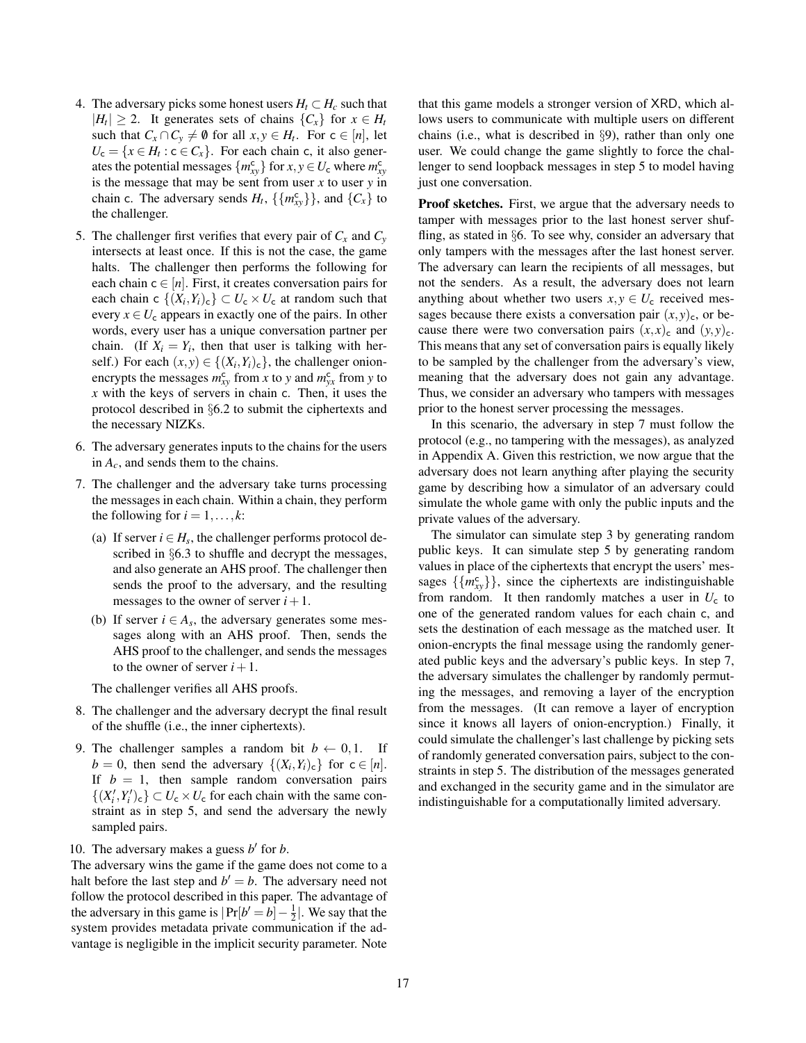4. The adversary picks some honest users $H_t \subset H_c$ such that $|H_t| \geq 2$. It generates sets of chains $\{C_x\}$ for $x \in H_t$ such that $C_x \cap C_y \neq \emptyset$ for all $x, y \in H_t$. For $\mathsf{c} \in [n]$, let $U_\mathsf{c} = \{x \in H_t : \mathsf{c} \in C_x\}$. For each chain $\mathsf{c}$, it also generates the potential messages $\{m^\mathsf{c}_{xy}\}$ for $x, y \in U_\mathsf{c}$ where $m^\mathsf{c}_{xy}$ is the message that may be sent from user $x$ to user $y$ in chain $\mathsf{c}$. The adversary sends $H_t$, $\{\{m^\mathsf{c}_{xy}\}\}$, and $\{C_x\}$ to the challenger.
5. The challenger first verifies that every pair of $C_x$ and $C_y$ intersects at least once. If this is not the case, the game halts. The challenger then performs the following for each chain $\mathsf{c} \in [n]$. First, it creates conversation pairs for each chain $\mathsf{c}$ $\{(X_i, Y_i)_\mathsf{c}\} \subset U_\mathsf{c} \times U_\mathsf{c}$ at random such that every $x \in U_\mathsf{c}$ appears in exactly one of the pairs. In other words, every user has a unique conversation partner per chain. (If $X_i = Y_i$, then that user is talking with herself.) For each $(x, y) \in \{(X_i, Y_i)_\mathsf{c}\}$, the challenger onion-encrypts the messages $m^\mathsf{c}_{xy}$ from $x$ to $y$ and $m^\mathsf{c}_{yx}$ from $y$ to $x$ with the keys of servers in chain $\mathsf{c}$. Then, it uses the protocol described in §6.2 to submit the ciphertexts and the necessary NIZKs.
6. The adversary generates inputs to the chains for the users in $A_c$, and sends them to the chains.
7. The challenger and the adversary take turns processing the messages in each chain. Within a chain, they perform the following for $i = 1, \ldots, k$:
   (a) If server $i \in H_s$, the challenger performs protocol described in §6.3 to shuffle and decrypt the messages, and also generate an AHS proof. The challenger then sends the proof to the adversary, and the resulting messages to the owner of server $i+1$.
   (b) If server $i \in A_s$, the adversary generates some messages along with an AHS proof. Then, sends the AHS proof to the challenger, and sends the messages to the owner of server $i+1$.

   The challenger verifies all AHS proofs.
8. The challenger and the adversary decrypt the final result of the shuffle (i.e., the inner ciphertexts).
9. The challenger samples a random bit $b \leftarrow 0, 1$. If $b = 0$, then send the adversary $\{(X_i, Y_i)_\mathsf{c}\}$ for $\mathsf{c} \in [n]$. If $b = 1$, then sample random conversation pairs $\{(X'_i, Y'_i)_\mathsf{c}\} \subset U_\mathsf{c} \times U_\mathsf{c}$ for each chain with the same constraint as in step 5, and send the adversary the newly sampled pairs.
10. The adversary makes a guess $b'$ for $b$.

The adversary wins the game if the game does not come to a halt before the last step and $b' = b$. The adversary need not follow the protocol described in this paper. The advantage of the adversary in this game is $|\Pr[b' = b] - \frac{1}{2}|$. We say that the system provides metadata private communication if the advantage is negligible in the implicit security parameter. Note that this game models a stronger version of XRD, which allows users to communicate with multiple users on different chains (i.e., what is described in §9), rather than only one user. We could change the game slightly to force the challenger to send loopback messages in step 5 to model having just one conversation.

**Proof sketches.** First, we argue that the adversary needs to tamper with messages prior to the last honest server shuffling, as stated in §6. To see why, consider an adversary that only tampers with the messages after the last honest server. The adversary can learn the recipients of all messages, but not the senders. As a result, the adversary does not learn anything about whether two users $x, y \in U_\mathsf{c}$ received messages because there exists a conversation pair $(x, y)_\mathsf{c}$, or because there were two conversation pairs $(x, x)_\mathsf{c}$ and $(y, y)_\mathsf{c}$. This means that any set of conversation pairs is equally likely to be sampled by the challenger from the adversary's view, meaning that the adversary does not gain any advantage. Thus, we consider an adversary who tampers with messages prior to the honest server processing the messages.

In this scenario, the adversary in step 7 must follow the protocol (e.g., no tampering with the messages), as analyzed in Appendix A. Given this restriction, we now argue that the adversary does not learn anything after playing the security game by describing how a simulator of an adversary could simulate the whole game with only the public inputs and the private values of the adversary.

The simulator can simulate step 3 by generating random public keys. It can simulate step 5 by generating random values in place of the ciphertexts that encrypt the users' messages $\{\{m^\mathsf{c}_{xy}\}\}$, since the ciphertexts are indistinguishable from random. It then randomly matches a user in $U_\mathsf{c}$ to one of the generated random values for each chain $\mathsf{c}$, and sets the destination of each message as the matched user. It onion-encrypts the final message using the randomly generated public keys and the adversary's public keys. In step 7, the adversary simulates the challenger by randomly permuting the messages, and removing a layer of the encryption from the messages. (It can remove a layer of encryption since it knows all layers of onion-encryption.) Finally, it could simulate the challenger's last challenge by picking sets of randomly generated conversation pairs, subject to the constraints in step 5. The distribution of the messages generated and exchanged in the security game and in the simulator are indistinguishable for a computationally limited adversary.